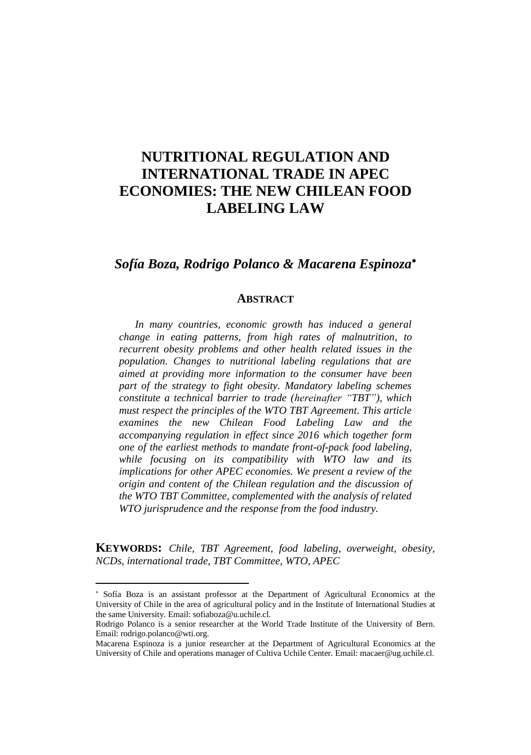# NUTRITIONAL REGULATION AND INTERNATIONAL TRADE IN APEC ECONOMIES: THE NEW CHILEAN FOOD LABELING LAW

***Sofía Boza, Rodrigo Polanco & Macarena Espinoza****

## ABSTRACT

*In many countries, economic growth has induced a general change in eating patterns, from high rates of malnutrition, to recurrent obesity problems and other health related issues in the population. Changes to nutritional labeling regulations that are aimed at providing more information to the consumer have been part of the strategy to fight obesity. Mandatory labeling schemes constitute a technical barrier to trade (hereinafter "TBT"), which must respect the principles of the WTO TBT Agreement. This article examines the new Chilean Food Labeling Law and the accompanying regulation in effect since 2016 which together form one of the earliest methods to mandate front-of-pack food labeling, while focusing on its compatibility with WTO law and its implications for other APEC economies. We present a review of the origin and content of the Chilean regulation and the discussion of the WTO TBT Committee, complemented with the analysis of related WTO jurisprudence and the response from the food industry.*

**KEYWORDS:** *Chile, TBT Agreement, food labeling, overweight, obesity, NCDs, international trade, TBT Committee, WTO, APEC*

---

* Sofía Boza is an assistant professor at the Department of Agricultural Economics at the University of Chile in the area of agricultural policy and in the Institute of International Studies at the same University. Email: sofiaboza@u.uchile.cl.

Rodrigo Polanco is a senior researcher at the World Trade Institute of the University of Bern. Email: rodrigo.polanco@wti.org.

Macarena Espinoza is a junior researcher at the Department of Agricultural Economics at the University of Chile and operations manager of Cultiva Uchile Center. Email: macaer@ug.uchile.cl.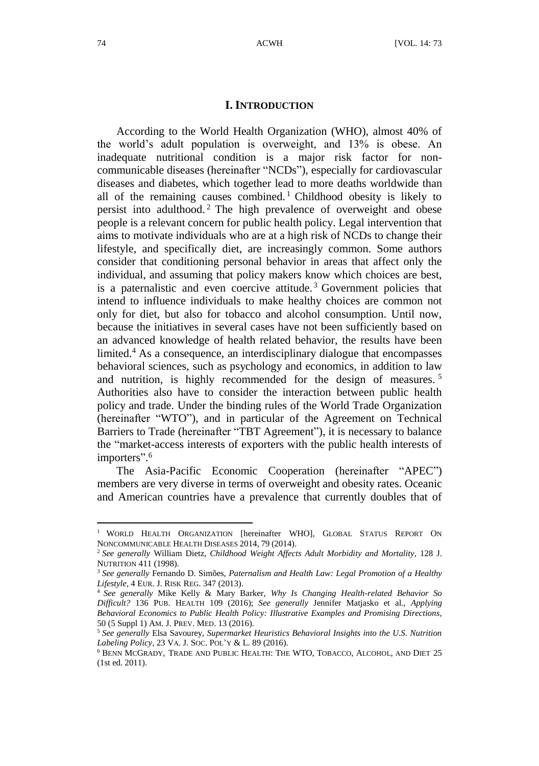## I. INTRODUCTION

According to the World Health Organization (WHO), almost 40% of the world's adult population is overweight, and 13% is obese. An inadequate nutritional condition is a major risk factor for non-communicable diseases (hereinafter "NCDs"), especially for cardiovascular diseases and diabetes, which together lead to more deaths worldwide than all of the remaining causes combined.[1] Childhood obesity is likely to persist into adulthood.[2] The high prevalence of overweight and obese people is a relevant concern for public health policy. Legal intervention that aims to motivate individuals who are at a high risk of NCDs to change their lifestyle, and specifically diet, are increasingly common. Some authors consider that conditioning personal behavior in areas that affect only the individual, and assuming that policy makers know which choices are best, is a paternalistic and even coercive attitude.[3] Government policies that intend to influence individuals to make healthy choices are common not only for diet, but also for tobacco and alcohol consumption. Until now, because the initiatives in several cases have not been sufficiently based on an advanced knowledge of health related behavior, the results have been limited.[4] As a consequence, an interdisciplinary dialogue that encompasses behavioral sciences, such as psychology and economics, in addition to law and nutrition, is highly recommended for the design of measures.[5] Authorities also have to consider the interaction between public health policy and trade. Under the binding rules of the World Trade Organization (hereinafter "WTO"), and in particular of the Agreement on Technical Barriers to Trade (hereinafter "TBT Agreement"), it is necessary to balance the "market-access interests of exporters with the public health interests of importers".[6]

The Asia-Pacific Economic Cooperation (hereinafter "APEC") members are very diverse in terms of overweight and obesity rates. Oceanic and American countries have a prevalence that currently doubles that of

---

[1] WORLD HEALTH ORGANIZATION [hereinafter WHO], GLOBAL STATUS REPORT ON NONCOMMUNICABLE HEALTH DISEASES 2014, 79 (2014).

[2] *See generally* William Dietz, *Childhood Weight Affects Adult Morbidity and Mortality*, 128 J. NUTRITION 411 (1998).

[3] *See generally* Fernando D. Simões, *Paternalism and Health Law: Legal Promotion of a Healthy Lifestyle*, 4 EUR. J. RISK REG. 347 (2013).

[4] *See generally* Mike Kelly & Mary Barker, *Why Is Changing Health-related Behavior So Difficult?* 136 PUB. HEALTH 109 (2016); *See generally* Jennifer Matjasko et al., *Applying Behavioral Economics to Public Health Policy: Illustrative Examples and Promising Directions*, 50 (5 Suppl 1) AM. J. PREV. MED. 13 (2016).

[5] *See generally* Elsa Savourey, *Supermarket Heuristics Behavioral Insights into the U.S. Nutrition Labeling Policy*, 23 VA. J. SOC. POL'Y & L. 89 (2016).

[6] BENN MCGRADY, TRADE AND PUBLIC HEALTH: THE WTO, TOBACCO, ALCOHOL, AND DIET 25 (1st ed. 2011).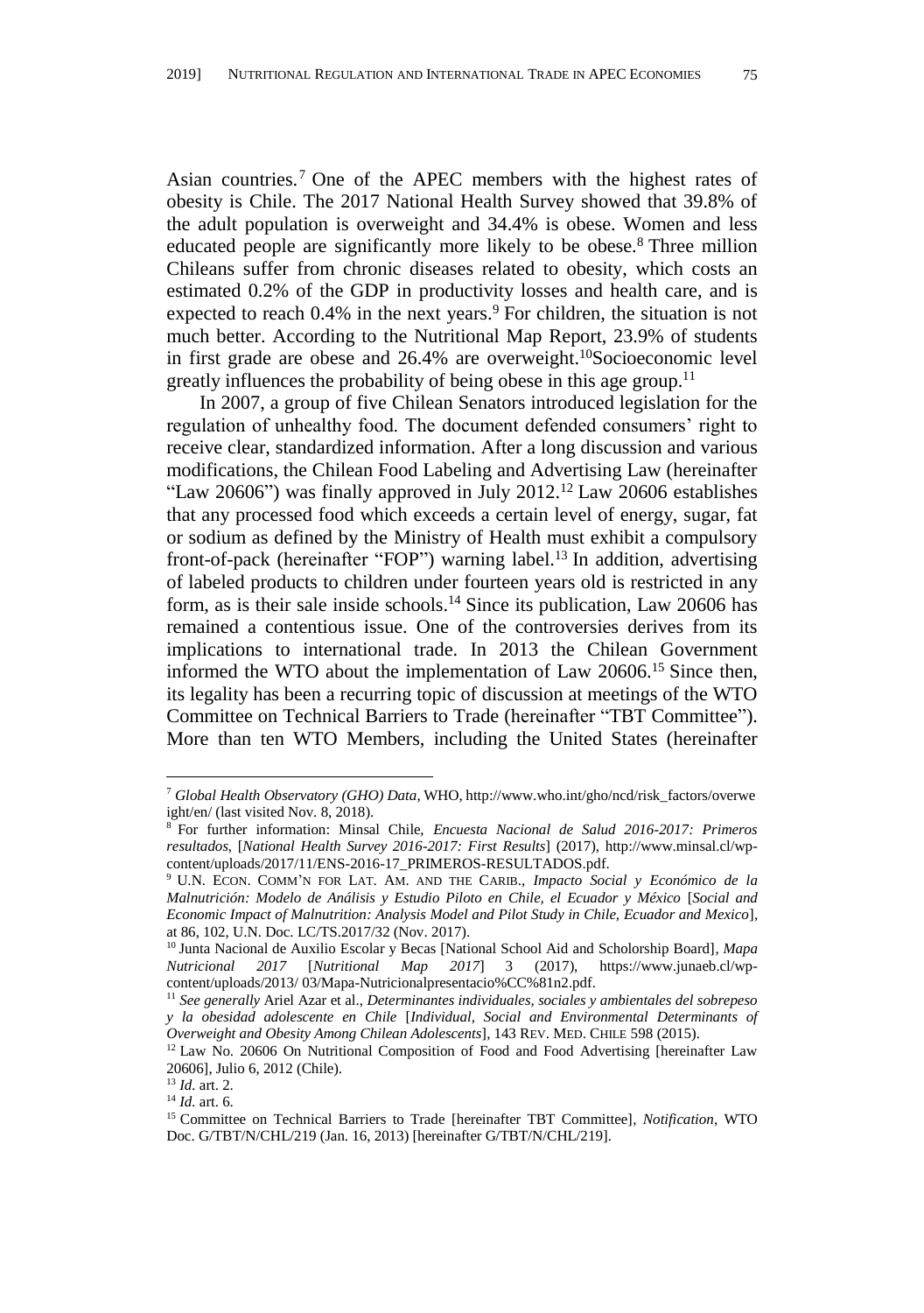Asian countries.[7] One of the APEC members with the highest rates of obesity is Chile. The 2017 National Health Survey showed that 39.8% of the adult population is overweight and 34.4% is obese. Women and less educated people are significantly more likely to be obese.[8] Three million Chileans suffer from chronic diseases related to obesity, which costs an estimated 0.2% of the GDP in productivity losses and health care, and is expected to reach 0.4% in the next years.[9] For children, the situation is not much better. According to the Nutritional Map Report, 23.9% of students in first grade are obese and 26.4% are overweight.[10]Socioeconomic level greatly influences the probability of being obese in this age group.[11]

In 2007, a group of five Chilean Senators introduced legislation for the regulation of unhealthy food. The document defended consumers' right to receive clear, standardized information. After a long discussion and various modifications, the Chilean Food Labeling and Advertising Law (hereinafter "Law 20606") was finally approved in July 2012.[12] Law 20606 establishes that any processed food which exceeds a certain level of energy, sugar, fat or sodium as defined by the Ministry of Health must exhibit a compulsory front-of-pack (hereinafter "FOP") warning label.[13] In addition, advertising of labeled products to children under fourteen years old is restricted in any form, as is their sale inside schools.[14] Since its publication, Law 20606 has remained a contentious issue. One of the controversies derives from its implications to international trade. In 2013 the Chilean Government informed the WTO about the implementation of Law 20606.[15] Since then, its legality has been a recurring topic of discussion at meetings of the WTO Committee on Technical Barriers to Trade (hereinafter "TBT Committee"). More than ten WTO Members, including the United States (hereinafter

---

[7] *Global Health Observatory (GHO) Data*, WHO, http://www.who.int/gho/ncd/risk_factors/overweight/en/ (last visited Nov. 8, 2018).

[8] For further information: Minsal Chile, *Encuesta Nacional de Salud 2016-2017: Primeros resultados*, [*National Health Survey 2016-2017: First Results*] (2017), http://www.minsal.cl/wp-content/uploads/2017/11/ENS-2016-17_PRIMEROS-RESULTADOS.pdf.

[9] U.N. ECON. COMM'N FOR LAT. AM. AND THE CARIB., *Impacto Social y Económico de la Malnutrición: Modelo de Análisis y Estudio Piloto en Chile, el Ecuador y México* [*Social and Economic Impact of Malnutrition: Analysis Model and Pilot Study in Chile, Ecuador and Mexico*], at 86, 102, U.N. Doc. LC/TS.2017/32 (Nov. 2017).

[10] Junta Nacional de Auxilio Escolar y Becas [National School Aid and Scholorship Board], *Mapa Nutricional 2017* [*Nutritional Map 2017*] 3 (2017), https://www.junaeb.cl/wp-content/uploads/2013/ 03/Mapa-Nutricionalpresentacio%CC%81n2.pdf.

[11] *See generally* Ariel Azar et al., *Determinantes individuales, sociales y ambientales del sobrepeso y la obesidad adolescente en Chile* [*Individual, Social and Environmental Determinants of Overweight and Obesity Among Chilean Adolescents*], 143 REV. MED. CHILE 598 (2015).

[12] Law No. 20606 On Nutritional Composition of Food and Food Advertising [hereinafter Law 20606], Julio 6, 2012 (Chile).

[13] *Id.* art. 2.

[14] *Id.* art. 6.

[15] Committee on Technical Barriers to Trade [hereinafter TBT Committee], *Notification*, WTO Doc. G/TBT/N/CHL/219 (Jan. 16, 2013) [hereinafter G/TBT/N/CHL/219].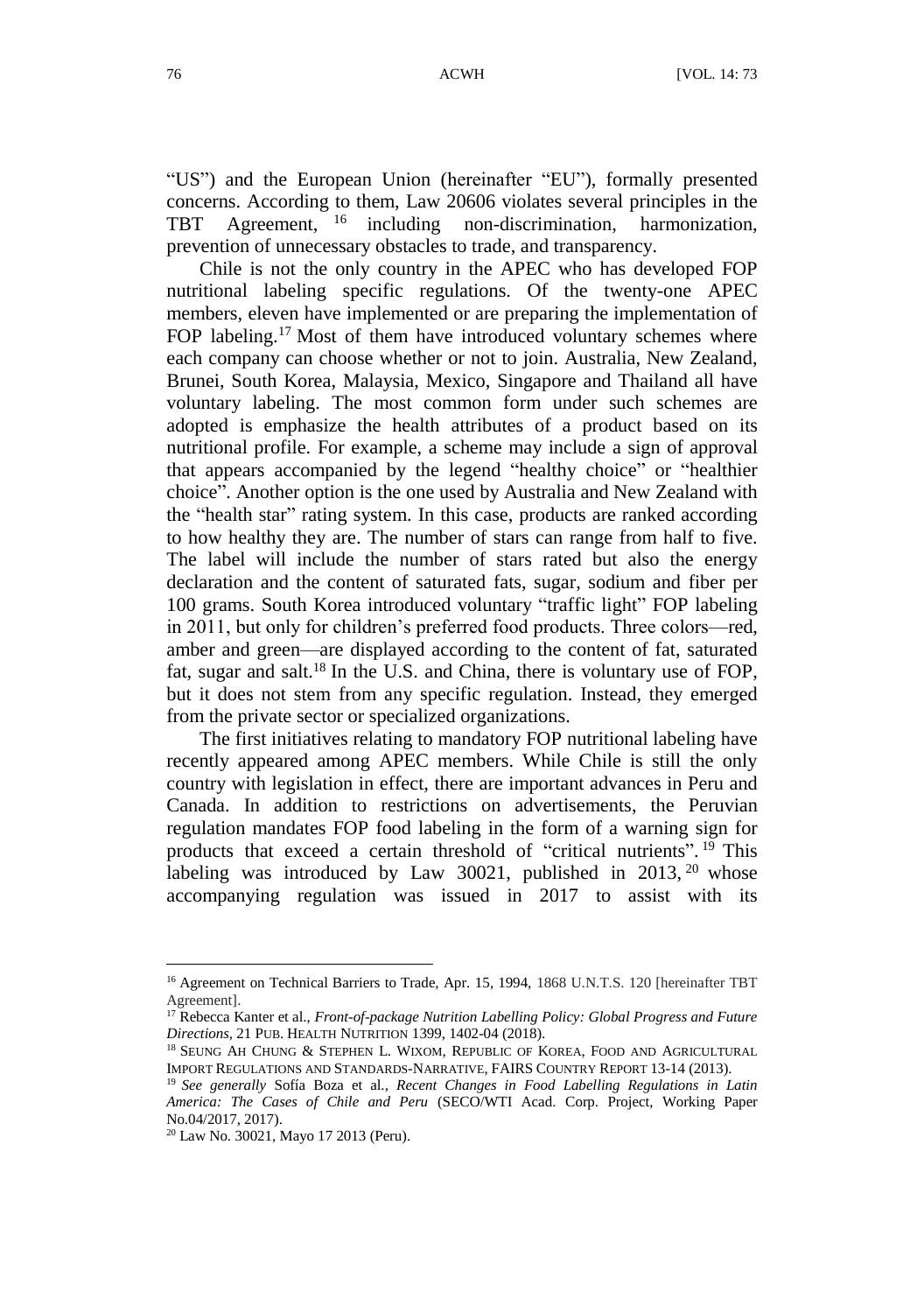"US") and the European Union (hereinafter "EU"), formally presented concerns. According to them, Law 20606 violates several principles in the TBT Agreement,[16] including non-discrimination, harmonization, prevention of unnecessary obstacles to trade, and transparency.

Chile is not the only country in the APEC who has developed FOP nutritional labeling specific regulations. Of the twenty-one APEC members, eleven have implemented or are preparing the implementation of FOP labeling.[17] Most of them have introduced voluntary schemes where each company can choose whether or not to join. Australia, New Zealand, Brunei, South Korea, Malaysia, Mexico, Singapore and Thailand all have voluntary labeling. The most common form under such schemes are adopted is emphasize the health attributes of a product based on its nutritional profile. For example, a scheme may include a sign of approval that appears accompanied by the legend "healthy choice" or "healthier choice". Another option is the one used by Australia and New Zealand with the "health star" rating system. In this case, products are ranked according to how healthy they are. The number of stars can range from half to five. The label will include the number of stars rated but also the energy declaration and the content of saturated fats, sugar, sodium and fiber per 100 grams. South Korea introduced voluntary "traffic light" FOP labeling in 2011, but only for children's preferred food products. Three colors—red, amber and green—are displayed according to the content of fat, saturated fat, sugar and salt.[18] In the U.S. and China, there is voluntary use of FOP, but it does not stem from any specific regulation. Instead, they emerged from the private sector or specialized organizations.

The first initiatives relating to mandatory FOP nutritional labeling have recently appeared among APEC members. While Chile is still the only country with legislation in effect, there are important advances in Peru and Canada. In addition to restrictions on advertisements, the Peruvian regulation mandates FOP food labeling in the form of a warning sign for products that exceed a certain threshold of "critical nutrients".[19] This labeling was introduced by Law 30021, published in 2013,[20] whose accompanying regulation was issued in 2017 to assist with its

---

[16] Agreement on Technical Barriers to Trade, Apr. 15, 1994, 1868 U.N.T.S. 120 [hereinafter TBT Agreement].

[17] Rebecca Kanter et al., *Front-of-package Nutrition Labelling Policy: Global Progress and Future Directions*, 21 PUB. HEALTH NUTRITION 1399, 1402-04 (2018).

[18] SEUNG AH CHUNG & STEPHEN L. WIXOM, REPUBLIC OF KOREA, FOOD AND AGRICULTURAL IMPORT REGULATIONS AND STANDARDS-NARRATIVE, FAIRS COUNTRY REPORT 13-14 (2013).

[19] *See generally* Sofía Boza et al., *Recent Changes in Food Labelling Regulations in Latin America: The Cases of Chile and Peru* (SECO/WTI Acad. Corp. Project, Working Paper No.04/2017, 2017).

[20] Law No. 30021, Mayo 17 2013 (Peru).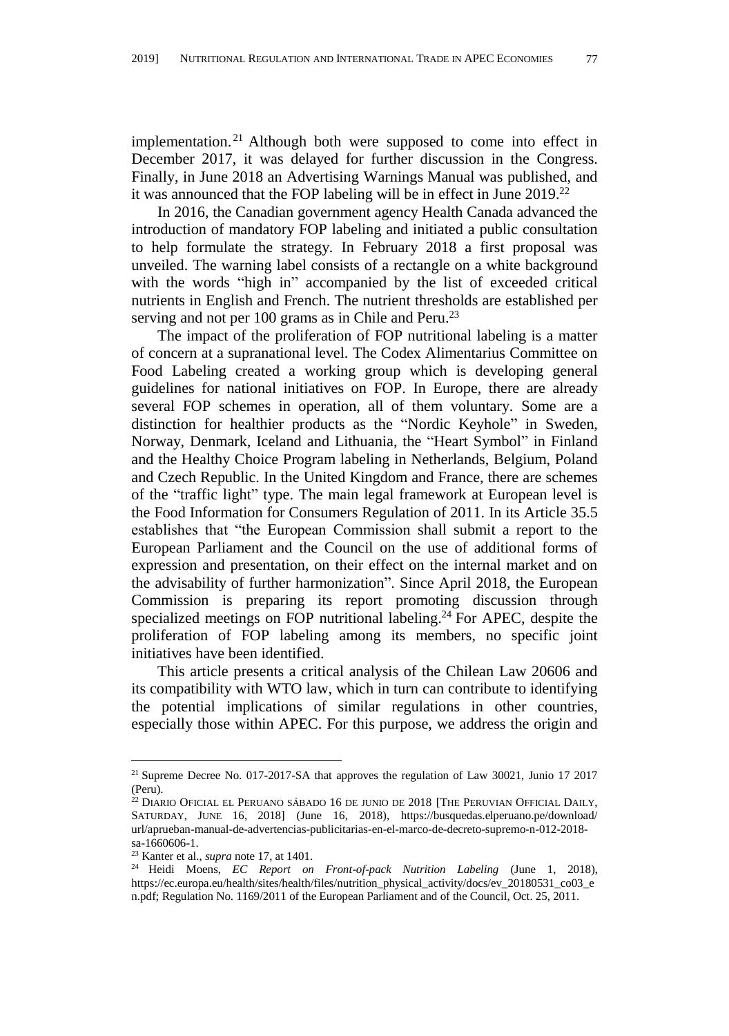implementation.[21] Although both were supposed to come into effect in December 2017, it was delayed for further discussion in the Congress. Finally, in June 2018 an Advertising Warnings Manual was published, and it was announced that the FOP labeling will be in effect in June 2019.[22]

In 2016, the Canadian government agency Health Canada advanced the introduction of mandatory FOP labeling and initiated a public consultation to help formulate the strategy. In February 2018 a first proposal was unveiled. The warning label consists of a rectangle on a white background with the words "high in" accompanied by the list of exceeded critical nutrients in English and French. The nutrient thresholds are established per serving and not per 100 grams as in Chile and Peru.[23]

The impact of the proliferation of FOP nutritional labeling is a matter of concern at a supranational level. The Codex Alimentarius Committee on Food Labeling created a working group which is developing general guidelines for national initiatives on FOP. In Europe, there are already several FOP schemes in operation, all of them voluntary. Some are a distinction for healthier products as the "Nordic Keyhole" in Sweden, Norway, Denmark, Iceland and Lithuania, the "Heart Symbol" in Finland and the Healthy Choice Program labeling in Netherlands, Belgium, Poland and Czech Republic. In the United Kingdom and France, there are schemes of the "traffic light" type. The main legal framework at European level is the Food Information for Consumers Regulation of 2011. In its Article 35.5 establishes that "the European Commission shall submit a report to the European Parliament and the Council on the use of additional forms of expression and presentation, on their effect on the internal market and on the advisability of further harmonization". Since April 2018, the European Commission is preparing its report promoting discussion through specialized meetings on FOP nutritional labeling.[24] For APEC, despite the proliferation of FOP labeling among its members, no specific joint initiatives have been identified.

This article presents a critical analysis of the Chilean Law 20606 and its compatibility with WTO law, which in turn can contribute to identifying the potential implications of similar regulations in other countries, especially those within APEC. For this purpose, we address the origin and

---

[21] Supreme Decree No. 017-2017-SA that approves the regulation of Law 30021, Junio 17 2017 (Peru).

[22] DIARIO OFICIAL EL PERUANO SÁBADO 16 DE JUNIO DE 2018 [THE PERUVIAN OFFICIAL DAILY, SATURDAY, JUNE 16, 2018] (June 16, 2018), https://busquedas.elperuano.pe/download/url/aprueban-manual-de-advertencias-publicitarias-en-el-marco-de-decreto-supremo-n-012-2018-sa-1660606-1.

[23] Kanter et al., *supra* note 17, at 1401.

[24] Heidi Moens, *EC Report on Front-of-pack Nutrition Labeling* (June 1, 2018), https://ec.europa.eu/health/sites/health/files/nutrition_physical_activity/docs/ev_20180531_co03_en.pdf; Regulation No. 1169/2011 of the European Parliament and of the Council, Oct. 25, 2011.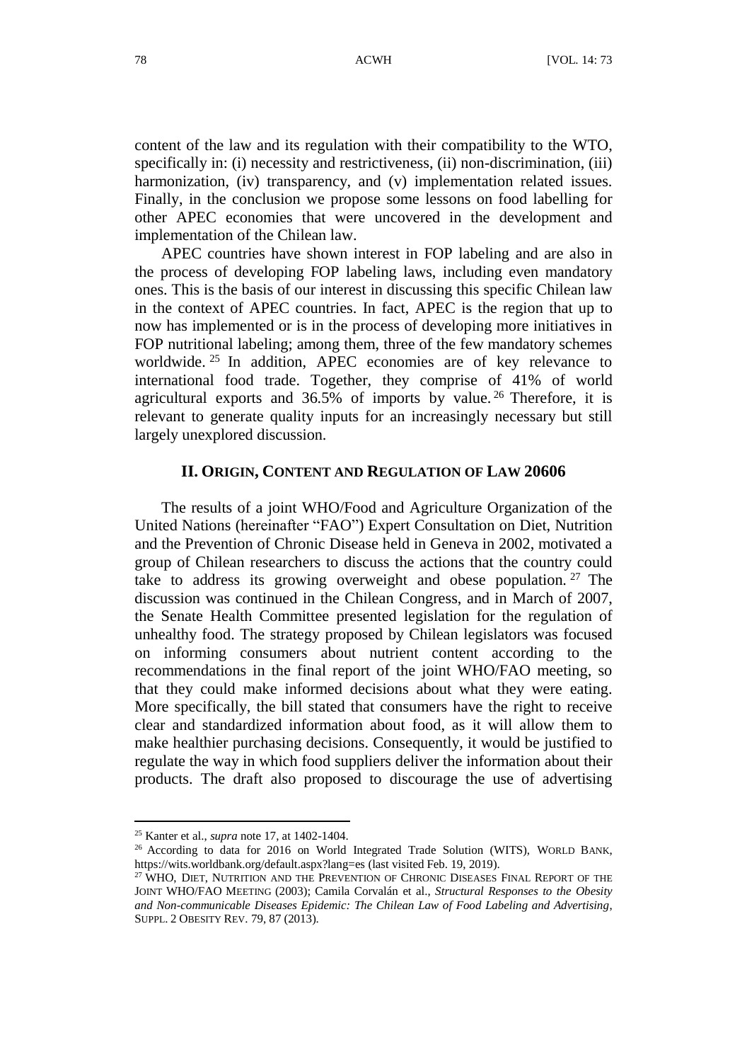content of the law and its regulation with their compatibility to the WTO, specifically in: (i) necessity and restrictiveness, (ii) non-discrimination, (iii) harmonization, (iv) transparency, and (v) implementation related issues. Finally, in the conclusion we propose some lessons on food labelling for other APEC economies that were uncovered in the development and implementation of the Chilean law.

APEC countries have shown interest in FOP labeling and are also in the process of developing FOP labeling laws, including even mandatory ones. This is the basis of our interest in discussing this specific Chilean law in the context of APEC countries. In fact, APEC is the region that up to now has implemented or is in the process of developing more initiatives in FOP nutritional labeling; among them, three of the few mandatory schemes worldwide.[25] In addition, APEC economies are of key relevance to international food trade. Together, they comprise of 41% of world agricultural exports and 36.5% of imports by value.[26] Therefore, it is relevant to generate quality inputs for an increasingly necessary but still largely unexplored discussion.

## II. ORIGIN, CONTENT AND REGULATION OF LAW 20606

The results of a joint WHO/Food and Agriculture Organization of the United Nations (hereinafter "FAO") Expert Consultation on Diet, Nutrition and the Prevention of Chronic Disease held in Geneva in 2002, motivated a group of Chilean researchers to discuss the actions that the country could take to address its growing overweight and obese population.[27] The discussion was continued in the Chilean Congress, and in March of 2007, the Senate Health Committee presented legislation for the regulation of unhealthy food. The strategy proposed by Chilean legislators was focused on informing consumers about nutrient content according to the recommendations in the final report of the joint WHO/FAO meeting, so that they could make informed decisions about what they were eating. More specifically, the bill stated that consumers have the right to receive clear and standardized information about food, as it will allow them to make healthier purchasing decisions. Consequently, it would be justified to regulate the way in which food suppliers deliver the information about their products. The draft also proposed to discourage the use of advertising

---

[25] Kanter et al., *supra* note 17, at 1402-1404.

[26] According to data for 2016 on World Integrated Trade Solution (WITS), WORLD BANK, https://wits.worldbank.org/default.aspx?lang=es (last visited Feb. 19, 2019).

[27] WHO, DIET, NUTRITION AND THE PREVENTION OF CHRONIC DISEASES FINAL REPORT OF THE JOINT WHO/FAO MEETING (2003); Camila Corvalán et al., *Structural Responses to the Obesity and Non-communicable Diseases Epidemic: The Chilean Law of Food Labeling and Advertising*, SUPPL. 2 OBESITY REV. 79, 87 (2013).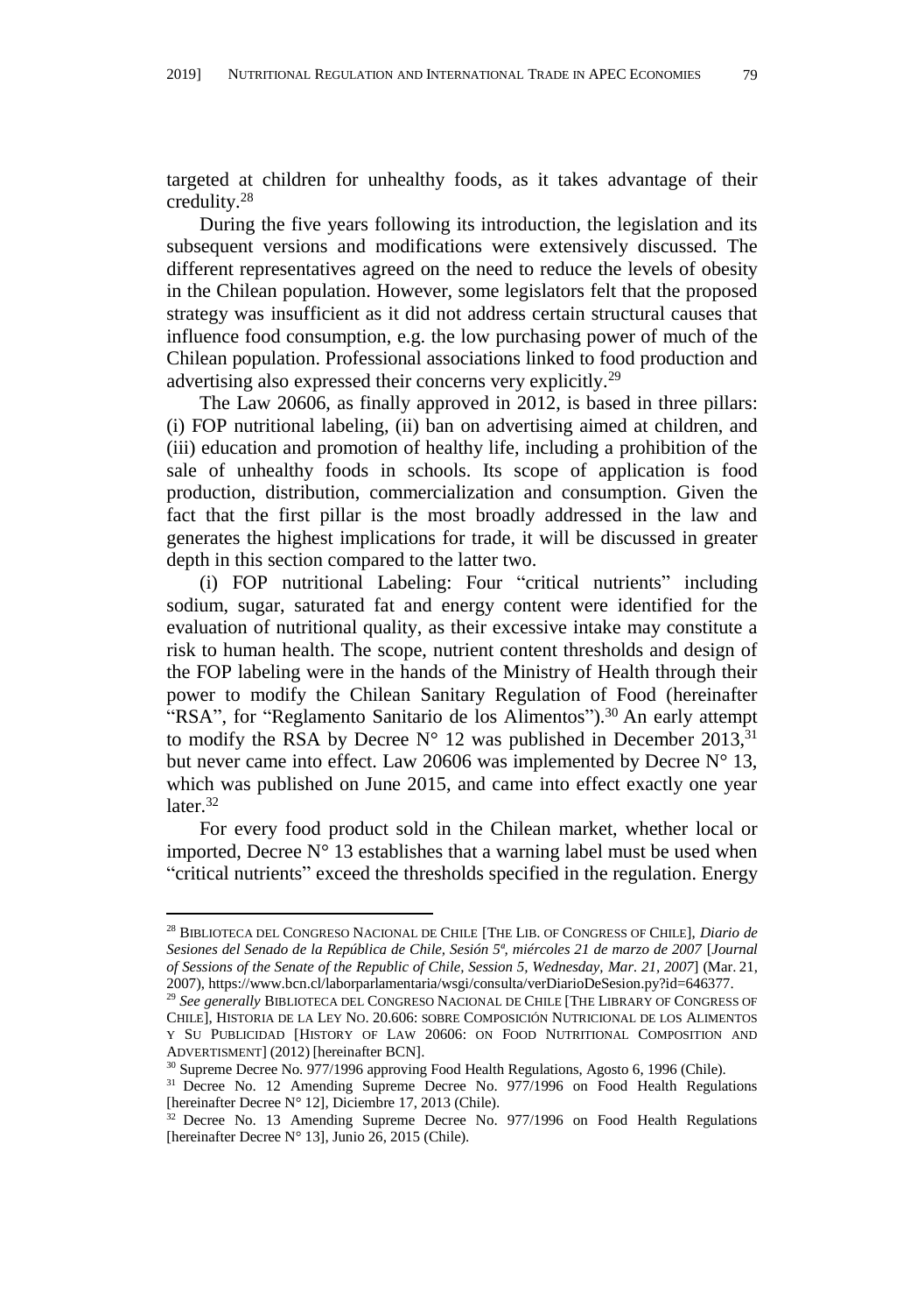targeted at children for unhealthy foods, as it takes advantage of their credulity.[28]

During the five years following its introduction, the legislation and its subsequent versions and modifications were extensively discussed. The different representatives agreed on the need to reduce the levels of obesity in the Chilean population. However, some legislators felt that the proposed strategy was insufficient as it did not address certain structural causes that influence food consumption, e.g. the low purchasing power of much of the Chilean population. Professional associations linked to food production and advertising also expressed their concerns very explicitly.[29]

The Law 20606, as finally approved in 2012, is based in three pillars: (i) FOP nutritional labeling, (ii) ban on advertising aimed at children, and (iii) education and promotion of healthy life, including a prohibition of the sale of unhealthy foods in schools. Its scope of application is food production, distribution, commercialization and consumption. Given the fact that the first pillar is the most broadly addressed in the law and generates the highest implications for trade, it will be discussed in greater depth in this section compared to the latter two.

(i) FOP nutritional Labeling: Four "critical nutrients" including sodium, sugar, saturated fat and energy content were identified for the evaluation of nutritional quality, as their excessive intake may constitute a risk to human health. The scope, nutrient content thresholds and design of the FOP labeling were in the hands of the Ministry of Health through their power to modify the Chilean Sanitary Regulation of Food (hereinafter "RSA", for "Reglamento Sanitario de los Alimentos").[30] An early attempt to modify the RSA by Decree N° 12 was published in December 2013,[31] but never came into effect. Law 20606 was implemented by Decree N° 13, which was published on June 2015, and came into effect exactly one year later.[32]

For every food product sold in the Chilean market, whether local or imported, Decree N° 13 establishes that a warning label must be used when "critical nutrients" exceed the thresholds specified in the regulation. Energy

---

[28] BIBLIOTECA DEL CONGRESO NACIONAL DE CHILE [THE LIB. OF CONGRESS OF CHILE], *Diario de Sesiones del Senado de la República de Chile, Sesión 5ª, miércoles 21 de marzo de 2007* [*Journal of Sessions of the Senate of the Republic of Chile, Session 5, Wednesday, Mar. 21, 2007*] (Mar. 21, 2007), https://www.bcn.cl/laborparlamentaria/wsgi/consulta/verDiarioDeSesion.py?id=646377.

[29] *See generally* BIBLIOTECA DEL CONGRESO NACIONAL DE CHILE [THE LIBRARY OF CONGRESS OF CHILE], HISTORIA DE LA LEY NO. 20.606: SOBRE COMPOSICIÓN NUTRICIONAL DE LOS ALIMENTOS Y SU PUBLICIDAD [HISTORY OF LAW 20606: ON FOOD NUTRITIONAL COMPOSITION AND ADVERTISMENT] (2012) [hereinafter BCN].

[30] Supreme Decree No. 977/1996 approving Food Health Regulations, Agosto 6, 1996 (Chile).

[31] Decree No. 12 Amending Supreme Decree No. 977/1996 on Food Health Regulations [hereinafter Decree N° 12], Diciembre 17, 2013 (Chile).

[32] Decree No. 13 Amending Supreme Decree No. 977/1996 on Food Health Regulations [hereinafter Decree N° 13], Junio 26, 2015 (Chile).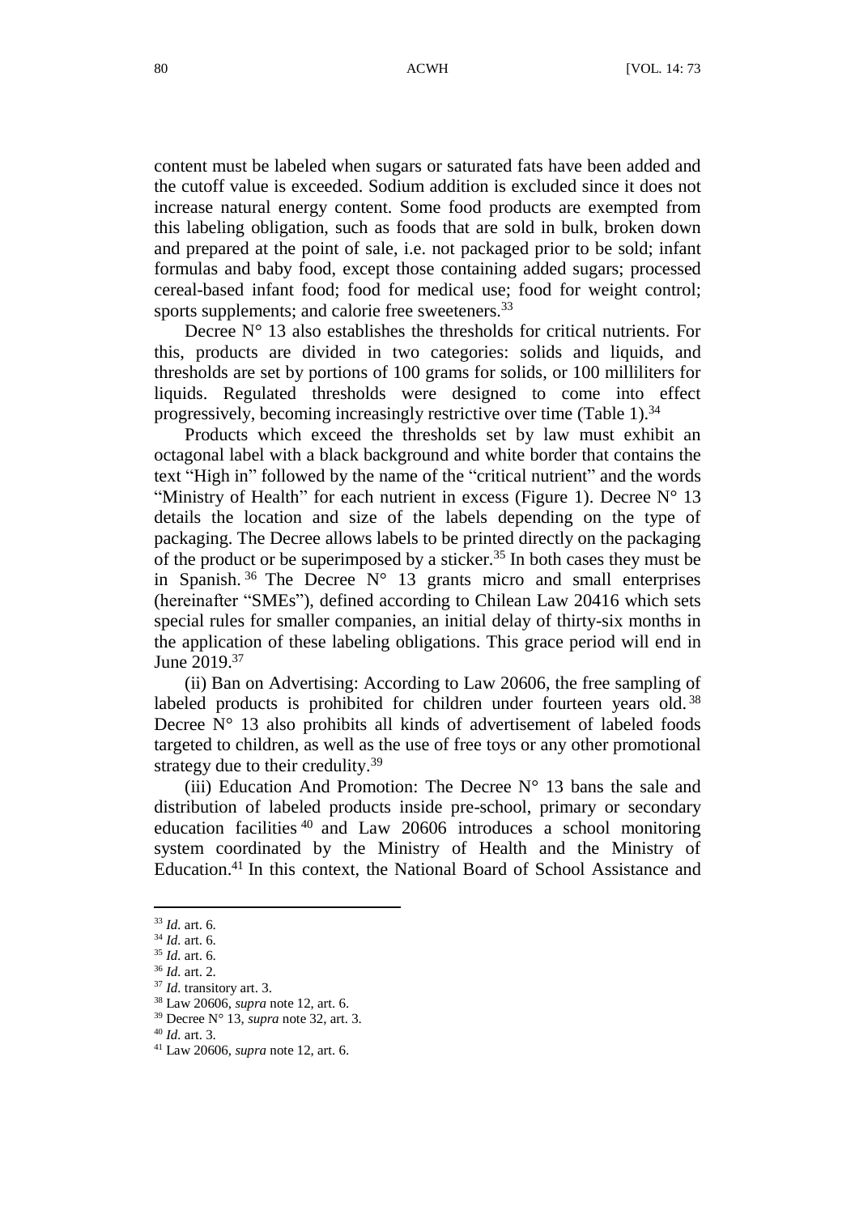content must be labeled when sugars or saturated fats have been added and the cutoff value is exceeded. Sodium addition is excluded since it does not increase natural energy content. Some food products are exempted from this labeling obligation, such as foods that are sold in bulk, broken down and prepared at the point of sale, i.e. not packaged prior to be sold; infant formulas and baby food, except those containing added sugars; processed cereal-based infant food; food for medical use; food for weight control; sports supplements; and calorie free sweeteners.[33]

Decree N° 13 also establishes the thresholds for critical nutrients. For this, products are divided in two categories: solids and liquids, and thresholds are set by portions of 100 grams for solids, or 100 milliliters for liquids. Regulated thresholds were designed to come into effect progressively, becoming increasingly restrictive over time (Table 1).[34]

Products which exceed the thresholds set by law must exhibit an octagonal label with a black background and white border that contains the text "High in" followed by the name of the "critical nutrient" and the words "Ministry of Health" for each nutrient in excess (Figure 1). Decree N° 13 details the location and size of the labels depending on the type of packaging. The Decree allows labels to be printed directly on the packaging of the product or be superimposed by a sticker.[35] In both cases they must be in Spanish.[36] The Decree N° 13 grants micro and small enterprises (hereinafter "SMEs"), defined according to Chilean Law 20416 which sets special rules for smaller companies, an initial delay of thirty-six months in the application of these labeling obligations. This grace period will end in June 2019.[37]

(ii) Ban on Advertising: According to Law 20606, the free sampling of labeled products is prohibited for children under fourteen years old.[38] Decree N° 13 also prohibits all kinds of advertisement of labeled foods targeted to children, as well as the use of free toys or any other promotional strategy due to their credulity.[39]

(iii) Education And Promotion: The Decree N° 13 bans the sale and distribution of labeled products inside pre-school, primary or secondary education facilities[40] and Law 20606 introduces a school monitoring system coordinated by the Ministry of Health and the Ministry of Education.[41] In this context, the National Board of School Assistance and

---

[33] *Id.* art. 6.

[34] *Id.* art. 6.

[35] *Id.* art. 6.

[36] *Id.* art. 2.

[37] *Id.* transitory art. 3.

[38] Law 20606, *supra* note 12, art. 6.

[39] Decree N° 13, *supra* note 32, art. 3.

[40] *Id.* art. 3.

[41] Law 20606, *supra* note 12, art. 6.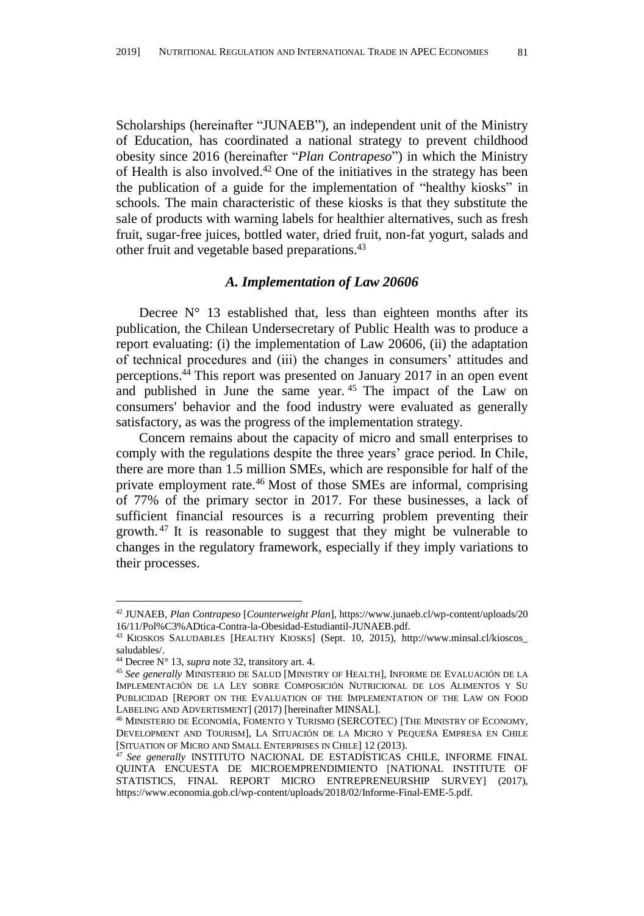Scholarships (hereinafter "JUNAEB"), an independent unit of the Ministry of Education, has coordinated a national strategy to prevent childhood obesity since 2016 (hereinafter "*Plan Contrapeso*") in which the Ministry of Health is also involved.[42] One of the initiatives in the strategy has been the publication of a guide for the implementation of "healthy kiosks" in schools. The main characteristic of these kiosks is that they substitute the sale of products with warning labels for healthier alternatives, such as fresh fruit, sugar-free juices, bottled water, dried fruit, non-fat yogurt, salads and other fruit and vegetable based preparations.[43]

### *A. Implementation of Law 20606*

Decree N° 13 established that, less than eighteen months after its publication, the Chilean Undersecretary of Public Health was to produce a report evaluating: (i) the implementation of Law 20606, (ii) the adaptation of technical procedures and (iii) the changes in consumers' attitudes and perceptions.[44] This report was presented on January 2017 in an open event and published in June the same year.[45] The impact of the Law on consumers' behavior and the food industry were evaluated as generally satisfactory, as was the progress of the implementation strategy.

Concern remains about the capacity of micro and small enterprises to comply with the regulations despite the three years' grace period. In Chile, there are more than 1.5 million SMEs, which are responsible for half of the private employment rate.[46] Most of those SMEs are informal, comprising of 77% of the primary sector in 2017. For these businesses, a lack of sufficient financial resources is a recurring problem preventing their growth.[47] It is reasonable to suggest that they might be vulnerable to changes in the regulatory framework, especially if they imply variations to their processes.

---

[42] JUNAEB, *Plan Contrapeso* [*Counterweight Plan*], https://www.junaeb.cl/wp-content/uploads/2016/11/Pol%C3%ADtica-Contra-la-Obesidad-Estudiantil-JUNAEB.pdf.

[43] KIOSKOS SALUDABLES [HEALTHY KIOSKS] (Sept. 10, 2015), http://www.minsal.cl/kioscos_saludables/.

[44] Decree N° 13, *supra* note 32, transitory art. 4.

[45] *See generally* MINISTERIO DE SALUD [MINISTRY OF HEALTH], INFORME DE EVALUACIÓN DE LA IMPLEMENTACIÓN DE LA LEY SOBRE COMPOSICIÓN NUTRICIONAL DE LOS ALIMENTOS Y SU PUBLICIDAD [REPORT ON THE EVALUATION OF THE IMPLEMENTATION OF THE LAW ON FOOD LABELING AND ADVERTISMENT] (2017) [hereinafter MINSAL].

[46] MINISTERIO DE ECONOMÍA, FOMENTO Y TURISMO (SERCOTEC) [THE MINISTRY OF ECONOMY, DEVELOPMENT AND TOURISM], LA SITUACIÓN DE LA MICRO Y PEQUEÑA EMPRESA EN CHILE [SITUATION OF MICRO AND SMALL ENTERPRISES IN CHILE] 12 (2013).

[47] *See generally* INSTITUTO NACIONAL DE ESTADÍSTICAS CHILE, INFORME FINAL QUINTA ENCUESTA DE MICROEMPRENDIMIENTO [NATIONAL INSTITUTE OF STATISTICS, FINAL REPORT MICRO ENTREPRENEURSHIP SURVEY] (2017), https://www.economia.gob.cl/wp-content/uploads/2018/02/Informe-Final-EME-5.pdf.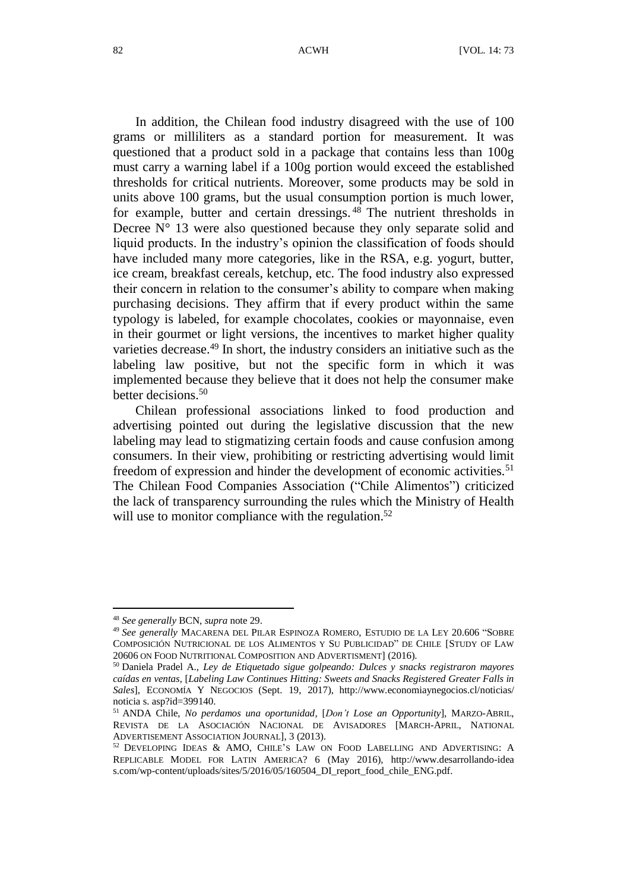In addition, the Chilean food industry disagreed with the use of 100 grams or milliliters as a standard portion for measurement. It was questioned that a product sold in a package that contains less than 100g must carry a warning label if a 100g portion would exceed the established thresholds for critical nutrients. Moreover, some products may be sold in units above 100 grams, but the usual consumption portion is much lower, for example, butter and certain dressings.[48] The nutrient thresholds in Decree N° 13 were also questioned because they only separate solid and liquid products. In the industry's opinion the classification of foods should have included many more categories, like in the RSA, e.g. yogurt, butter, ice cream, breakfast cereals, ketchup, etc. The food industry also expressed their concern in relation to the consumer's ability to compare when making purchasing decisions. They affirm that if every product within the same typology is labeled, for example chocolates, cookies or mayonnaise, even in their gourmet or light versions, the incentives to market higher quality varieties decrease.[49] In short, the industry considers an initiative such as the labeling law positive, but not the specific form in which it was implemented because they believe that it does not help the consumer make better decisions.[50]

Chilean professional associations linked to food production and advertising pointed out during the legislative discussion that the new labeling may lead to stigmatizing certain foods and cause confusion among consumers. In their view, prohibiting or restricting advertising would limit freedom of expression and hinder the development of economic activities.[51] The Chilean Food Companies Association ("Chile Alimentos") criticized the lack of transparency surrounding the rules which the Ministry of Health will use to monitor compliance with the regulation.[52]

---

[48] *See generally* BCN, *supra* note 29.

[49] *See generally* MACARENA DEL PILAR ESPINOZA ROMERO, ESTUDIO DE LA LEY 20.606 "SOBRE COMPOSICIÓN NUTRICIONAL DE LOS ALIMENTOS Y SU PUBLICIDAD" DE CHILE [STUDY OF LAW 20606 ON FOOD NUTRITIONAL COMPOSITION AND ADVERTISMENT] (2016).

[50] Daniela Pradel A., *Ley de Etiquetado sigue golpeando: Dulces y snacks registraron mayores caídas en ventas*, [*Labeling Law Continues Hitting: Sweets and Snacks Registered Greater Falls in Sales*], ECONOMÍA Y NEGOCIOS (Sept. 19, 2017), http://www.economiaynegocios.cl/noticias/noticia s. asp?id=399140.

[51] ANDA Chile, *No perdamos una oportunidad*, [*Don't Lose an Opportunity*], MARZO-ABRIL, REVISTA DE LA ASOCIACIÓN NACIONAL DE AVISADORES [MARCH-APRIL, NATIONAL ADVERTISEMENT ASSOCIATION JOURNAL], 3 (2013).

[52] DEVELOPING IDEAS & AMO, CHILE'S LAW ON FOOD LABELLING AND ADVERTISING: A REPLICABLE MODEL FOR LATIN AMERICA? 6 (May 2016), http://www.desarrollando-ideas.com/wp-content/uploads/sites/5/2016/05/160504_DI_report_food_chile_ENG.pdf.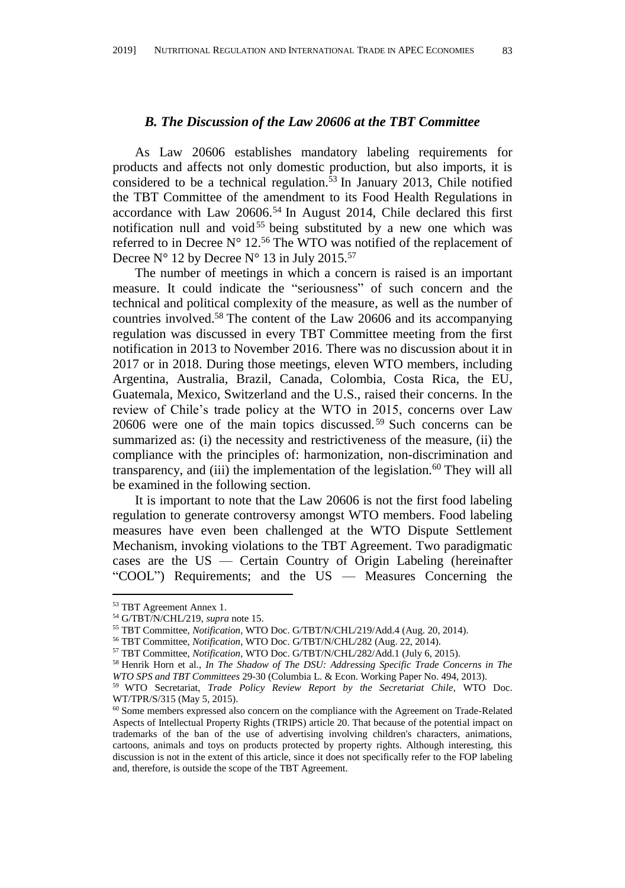### *B. The Discussion of the Law 20606 at the TBT Committee*

As Law 20606 establishes mandatory labeling requirements for products and affects not only domestic production, but also imports, it is considered to be a technical regulation.[53] In January 2013, Chile notified the TBT Committee of the amendment to its Food Health Regulations in accordance with Law 20606.[54] In August 2014, Chile declared this first notification null and void[55] being substituted by a new one which was referred to in Decree N° 12.[56] The WTO was notified of the replacement of Decree N° 12 by Decree N° 13 in July 2015.[57]

The number of meetings in which a concern is raised is an important measure. It could indicate the "seriousness" of such concern and the technical and political complexity of the measure, as well as the number of countries involved.[58] The content of the Law 20606 and its accompanying regulation was discussed in every TBT Committee meeting from the first notification in 2013 to November 2016. There was no discussion about it in 2017 or in 2018. During those meetings, eleven WTO members, including Argentina, Australia, Brazil, Canada, Colombia, Costa Rica, the EU, Guatemala, Mexico, Switzerland and the U.S., raised their concerns. In the review of Chile's trade policy at the WTO in 2015, concerns over Law 20606 were one of the main topics discussed.[59] Such concerns can be summarized as: (i) the necessity and restrictiveness of the measure, (ii) the compliance with the principles of: harmonization, non-discrimination and transparency, and (iii) the implementation of the legislation.[60] They will all be examined in the following section.

It is important to note that the Law 20606 is not the first food labeling regulation to generate controversy amongst WTO members. Food labeling measures have even been challenged at the WTO Dispute Settlement Mechanism, invoking violations to the TBT Agreement. Two paradigmatic cases are the US — Certain Country of Origin Labeling (hereinafter "COOL") Requirements; and the US — Measures Concerning the

---

[53] TBT Agreement Annex 1.

[54] G/TBT/N/CHL/219, *supra* note 15.

[55] TBT Committee, *Notification*, WTO Doc. G/TBT/N/CHL/219/Add.4 (Aug. 20, 2014).

[56] TBT Committee, *Notification*, WTO Doc. G/TBT/N/CHL/282 (Aug. 22, 2014).

[57] TBT Committee, *Notification*, WTO Doc. G/TBT/N/CHL/282/Add.1 (July 6, 2015).

[58] Henrik Horn et al., *In The Shadow of The DSU: Addressing Specific Trade Concerns in The WTO SPS and TBT Committees* 29-30 (Columbia L. & Econ. Working Paper No. 494, 2013).

[59] WTO Secretariat, *Trade Policy Review Report by the Secretariat Chile*, WTO Doc. WT/TPR/S/315 (May 5, 2015).

[60] Some members expressed also concern on the compliance with the Agreement on Trade-Related Aspects of Intellectual Property Rights (TRIPS) article 20. That because of the potential impact on trademarks of the ban of the use of advertising involving children's characters, animations, cartoons, animals and toys on products protected by property rights. Although interesting, this discussion is not in the extent of this article, since it does not specifically refer to the FOP labeling and, therefore, is outside the scope of the TBT Agreement.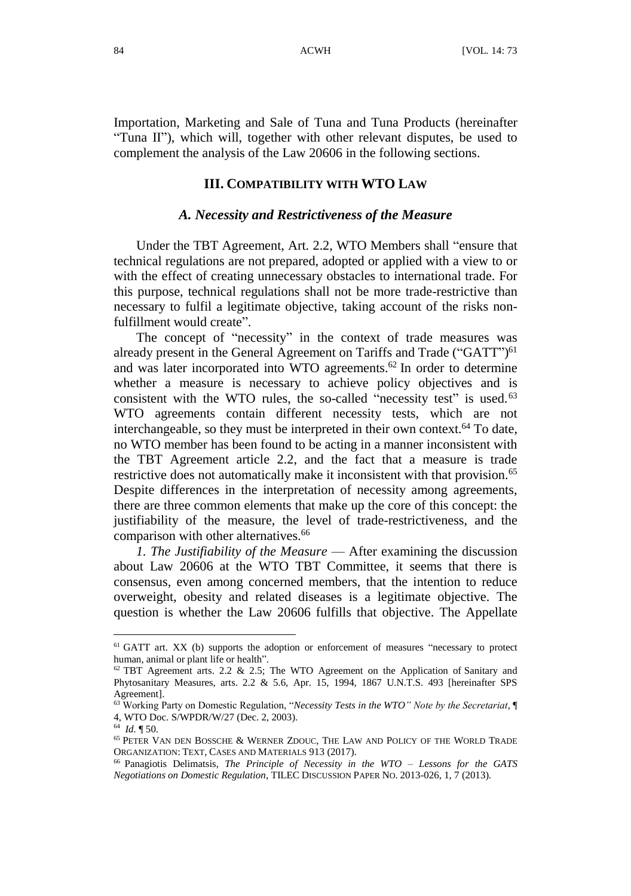Importation, Marketing and Sale of Tuna and Tuna Products (hereinafter "Tuna II"), which will, together with other relevant disputes, be used to complement the analysis of the Law 20606 in the following sections.

## III. Compatibility with WTO Law

### *A. Necessity and Restrictiveness of the Measure*

Under the TBT Agreement, Art. 2.2, WTO Members shall "ensure that technical regulations are not prepared, adopted or applied with a view to or with the effect of creating unnecessary obstacles to international trade. For this purpose, technical regulations shall not be more trade-restrictive than necessary to fulfil a legitimate objective, taking account of the risks non-fulfillment would create".

The concept of "necessity" in the context of trade measures was already present in the General Agreement on Tariffs and Trade ("GATT")[61] and was later incorporated into WTO agreements.[62] In order to determine whether a measure is necessary to achieve policy objectives and is consistent with the WTO rules, the so-called "necessity test" is used.[63] WTO agreements contain different necessity tests, which are not interchangeable, so they must be interpreted in their own context.[64] To date, no WTO member has been found to be acting in a manner inconsistent with the TBT Agreement article 2.2, and the fact that a measure is trade restrictive does not automatically make it inconsistent with that provision.[65] Despite differences in the interpretation of necessity among agreements, there are three common elements that make up the core of this concept: the justifiability of the measure, the level of trade-restrictiveness, and the comparison with other alternatives.[66]

*1. The Justifiability of the Measure* — After examining the discussion about Law 20606 at the WTO TBT Committee, it seems that there is consensus, even among concerned members, that the intention to reduce overweight, obesity and related diseases is a legitimate objective. The question is whether the Law 20606 fulfills that objective. The Appellate

---

[61] GATT art. XX (b) supports the adoption or enforcement of measures "necessary to protect human, animal or plant life or health".

[62] TBT Agreement arts. 2.2 & 2.5; The WTO Agreement on the Application of Sanitary and Phytosanitary Measures, arts. 2.2 & 5.6, Apr. 15, 1994, 1867 U.N.T.S. 493 [hereinafter SPS Agreement].

[63] Working Party on Domestic Regulation, "*Necessity Tests in the WTO" Note by the Secretariat*, ¶ 4, WTO Doc. S/WPDR/W/27 (Dec. 2, 2003).

[64] *Id.* ¶ 50.

[65] Peter Van den Bossche & Werner Zdouc, The Law and Policy of the World Trade Organization: Text, Cases and Materials 913 (2017).

[66] Panagiotis Delimatsis, *The Principle of Necessity in the WTO – Lessons for the GATS Negotiations on Domestic Regulation*, TILEC Discussion Paper No. 2013-026, 1, 7 (2013).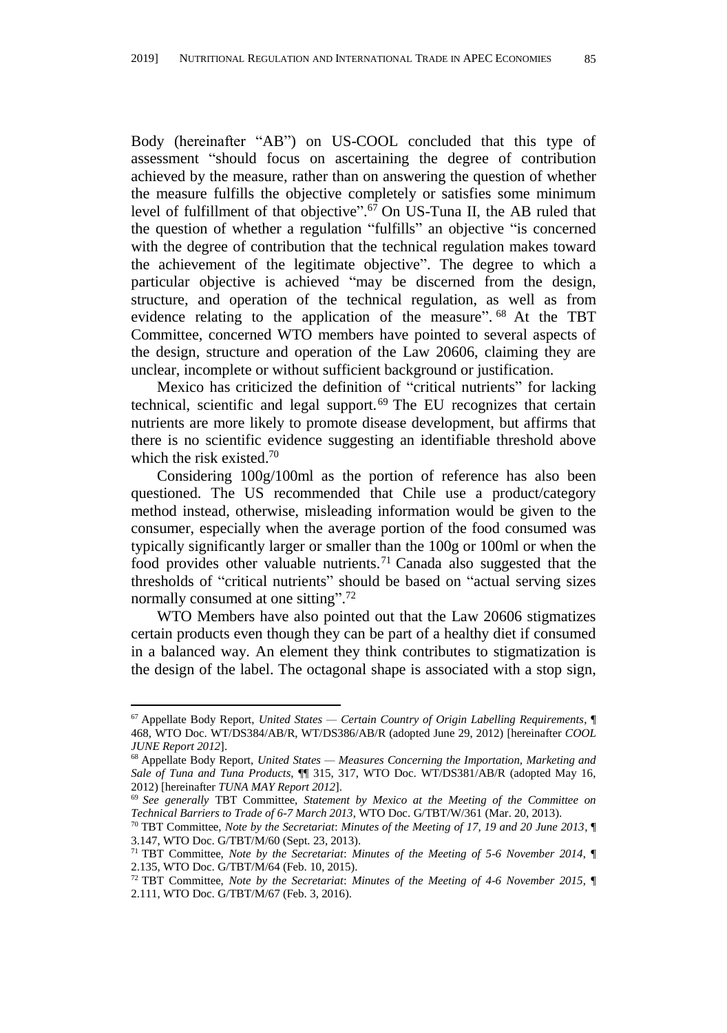Body (hereinafter "AB") on US-COOL concluded that this type of assessment "should focus on ascertaining the degree of contribution achieved by the measure, rather than on answering the question of whether the measure fulfills the objective completely or satisfies some minimum level of fulfillment of that objective".[67] On US-Tuna II, the AB ruled that the question of whether a regulation "fulfills" an objective "is concerned with the degree of contribution that the technical regulation makes toward the achievement of the legitimate objective". The degree to which a particular objective is achieved "may be discerned from the design, structure, and operation of the technical regulation, as well as from evidence relating to the application of the measure".[68] At the TBT Committee, concerned WTO members have pointed to several aspects of the design, structure and operation of the Law 20606, claiming they are unclear, incomplete or without sufficient background or justification.

Mexico has criticized the definition of "critical nutrients" for lacking technical, scientific and legal support.[69] The EU recognizes that certain nutrients are more likely to promote disease development, but affirms that there is no scientific evidence suggesting an identifiable threshold above which the risk existed.[70]

Considering 100g/100ml as the portion of reference has also been questioned. The US recommended that Chile use a product/category method instead, otherwise, misleading information would be given to the consumer, especially when the average portion of the food consumed was typically significantly larger or smaller than the 100g or 100ml or when the food provides other valuable nutrients.[71] Canada also suggested that the thresholds of "critical nutrients" should be based on "actual serving sizes normally consumed at one sitting".[72]

WTO Members have also pointed out that the Law 20606 stigmatizes certain products even though they can be part of a healthy diet if consumed in a balanced way. An element they think contributes to stigmatization is the design of the label. The octagonal shape is associated with a stop sign,

---

[67] Appellate Body Report, *United States — Certain Country of Origin Labelling Requirements*, ¶ 468, WTO Doc. WT/DS384/AB/R, WT/DS386/AB/R (adopted June 29, 2012) [hereinafter *COOL JUNE Report 2012*].

[68] Appellate Body Report, *United States — Measures Concerning the Importation, Marketing and Sale of Tuna and Tuna Products*, ¶¶ 315, 317, WTO Doc. WT/DS381/AB/R (adopted May 16, 2012) [hereinafter *TUNA MAY Report 2012*].

[69] *See generally* TBT Committee, *Statement by Mexico at the Meeting of the Committee on Technical Barriers to Trade of 6-7 March 2013*, WTO Doc. G/TBT/W/361 (Mar. 20, 2013).

[70] TBT Committee, *Note by the Secretariat*: *Minutes of the Meeting of 17, 19 and 20 June 2013*, ¶ 3.147, WTO Doc. G/TBT/M/60 (Sept. 23, 2013).

[71] TBT Committee, *Note by the Secretariat*: *Minutes of the Meeting of 5-6 November 2014*, ¶ 2.135, WTO Doc. G/TBT/M/64 (Feb. 10, 2015).

[72] TBT Committee, *Note by the Secretariat*: *Minutes of the Meeting of 4-6 November 2015*, ¶ 2.111, WTO Doc. G/TBT/M/67 (Feb. 3, 2016).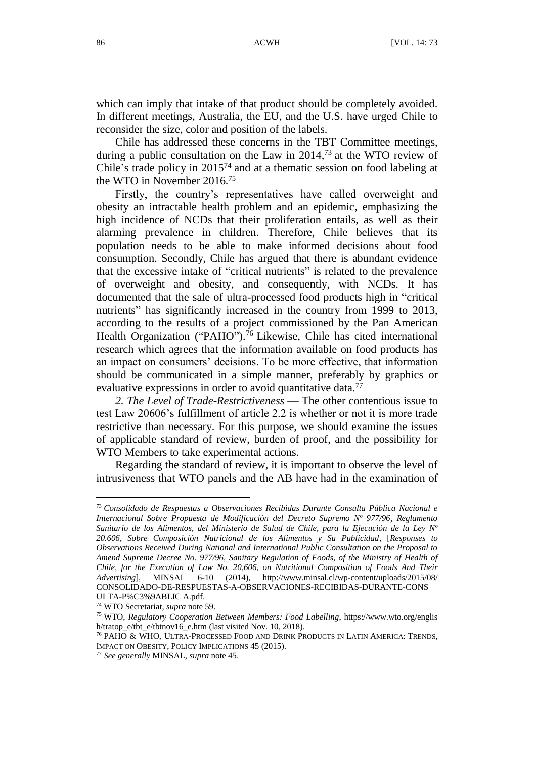which can imply that intake of that product should be completely avoided. In different meetings, Australia, the EU, and the U.S. have urged Chile to reconsider the size, color and position of the labels.

Chile has addressed these concerns in the TBT Committee meetings, during a public consultation on the Law in 2014,[73] at the WTO review of Chile's trade policy in 2015[74] and at a thematic session on food labeling at the WTO in November 2016.[75]

Firstly, the country's representatives have called overweight and obesity an intractable health problem and an epidemic, emphasizing the high incidence of NCDs that their proliferation entails, as well as their alarming prevalence in children. Therefore, Chile believes that its population needs to be able to make informed decisions about food consumption. Secondly, Chile has argued that there is abundant evidence that the excessive intake of "critical nutrients" is related to the prevalence of overweight and obesity, and consequently, with NCDs. It has documented that the sale of ultra-processed food products high in "critical nutrients" has significantly increased in the country from 1999 to 2013, according to the results of a project commissioned by the Pan American Health Organization ("PAHO").[76] Likewise, Chile has cited international research which agrees that the information available on food products has an impact on consumers' decisions. To be more effective, that information should be communicated in a simple manner, preferably by graphics or evaluative expressions in order to avoid quantitative data.[77]

*2. The Level of Trade-Restrictiveness* — The other contentious issue to test Law 20606's fulfillment of article 2.2 is whether or not it is more trade restrictive than necessary. For this purpose, we should examine the issues of applicable standard of review, burden of proof, and the possibility for WTO Members to take experimental actions.

Regarding the standard of review, it is important to observe the level of intrusiveness that WTO panels and the AB have had in the examination of

---

[73] *Consolidado de Respuestas a Observaciones Recibidas Durante Consulta Pública Nacional e Internacional Sobre Propuesta de Modificación del Decreto Supremo Nº 977/96, Reglamento Sanitario de los Alimentos, del Ministerio de Salud de Chile, para la Ejecución de la Ley Nº 20.606, Sobre Composición Nutricional de los Alimentos y Su Publicidad*, [*Responses to Observations Received During National and International Public Consultation on the Proposal to Amend Supreme Decree No. 977/96, Sanitary Regulation of Foods, of the Ministry of Health of Chile, for the Execution of Law No. 20,606, on Nutritional Composition of Foods And Their Advertising*], MINSAL 6-10 (2014), http://www.minsal.cl/wp-content/uploads/2015/08/CONSOLIDADO-DE-RESPUESTAS-A-OBSERVACIONES-RECIBIDAS-DURANTE-CONSULTA-P%C3%9ABLIC A.pdf.

[74] WTO Secretariat, *supra* note 59.

[75] WTO, *Regulatory Cooperation Between Members: Food Labelling*, https://www.wto.org/english/tratop_e/tbt_e/tbtnov16_e.htm (last visited Nov. 10, 2018).

[76] PAHO & WHO, ULTRA-PROCESSED FOOD AND DRINK PRODUCTS IN LATIN AMERICA: TRENDS, IMPACT ON OBESITY, POLICY IMPLICATIONS 45 (2015).

[77] *See generally* MINSAL, *supra* note 45.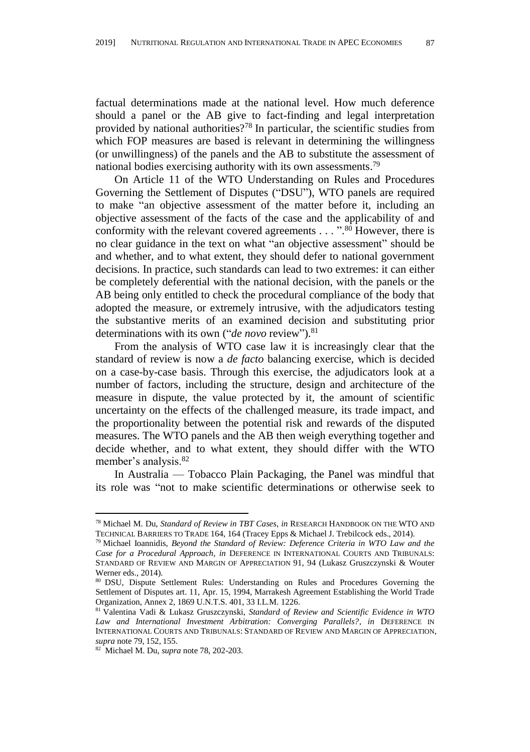factual determinations made at the national level. How much deference should a panel or the AB give to fact-finding and legal interpretation provided by national authorities?[78] In particular, the scientific studies from which FOP measures are based is relevant in determining the willingness (or unwillingness) of the panels and the AB to substitute the assessment of national bodies exercising authority with its own assessments.[79]

On Article 11 of the WTO Understanding on Rules and Procedures Governing the Settlement of Disputes ("DSU"), WTO panels are required to make "an objective assessment of the matter before it, including an objective assessment of the facts of the case and the applicability of and conformity with the relevant covered agreements . . . ".[80] However, there is no clear guidance in the text on what "an objective assessment" should be and whether, and to what extent, they should defer to national government decisions. In practice, such standards can lead to two extremes: it can either be completely deferential with the national decision, with the panels or the AB being only entitled to check the procedural compliance of the body that adopted the measure, or extremely intrusive, with the adjudicators testing the substantive merits of an examined decision and substituting prior determinations with its own ("*de novo* review").[81]

From the analysis of WTO case law it is increasingly clear that the standard of review is now a *de facto* balancing exercise, which is decided on a case-by-case basis. Through this exercise, the adjudicators look at a number of factors, including the structure, design and architecture of the measure in dispute, the value protected by it, the amount of scientific uncertainty on the effects of the challenged measure, its trade impact, and the proportionality between the potential risk and rewards of the disputed measures. The WTO panels and the AB then weigh everything together and decide whether, and to what extent, they should differ with the WTO member's analysis.[82]

In Australia — Tobacco Plain Packaging, the Panel was mindful that its role was "not to make scientific determinations or otherwise seek to

---

[78] Michael M. Du, *Standard of Review in TBT Cases*, *in* RESEARCH HANDBOOK ON THE WTO AND TECHNICAL BARRIERS TO TRADE 164, 164 (Tracey Epps & Michael J. Trebilcock eds., 2014).

[79] Michael Ioannidis, *Beyond the Standard of Review: Deference Criteria in WTO Law and the Case for a Procedural Approach*, *in* DEFERENCE IN INTERNATIONAL COURTS AND TRIBUNALS: STANDARD OF REVIEW AND MARGIN OF APPRECIATION 91, 94 (Lukasz Gruszczynski & Wouter Werner eds., 2014).

[80] DSU, Dispute Settlement Rules: Understanding on Rules and Procedures Governing the Settlement of Disputes art. 11, Apr. 15, 1994, Marrakesh Agreement Establishing the World Trade Organization, Annex 2, 1869 U.N.T.S. 401, 33 I.L.M. 1226.

[81] Valentina Vadi & Lukasz Gruszczynski, *Standard of Review and Scientific Evidence in WTO Law and International Investment Arbitration: Converging Parallels?*, *in* DEFERENCE IN INTERNATIONAL COURTS AND TRIBUNALS: STANDARD OF REVIEW AND MARGIN OF APPRECIATION, *supra* note 79, 152, 155.

[82] Michael M. Du, *supra* note 78, 202-203.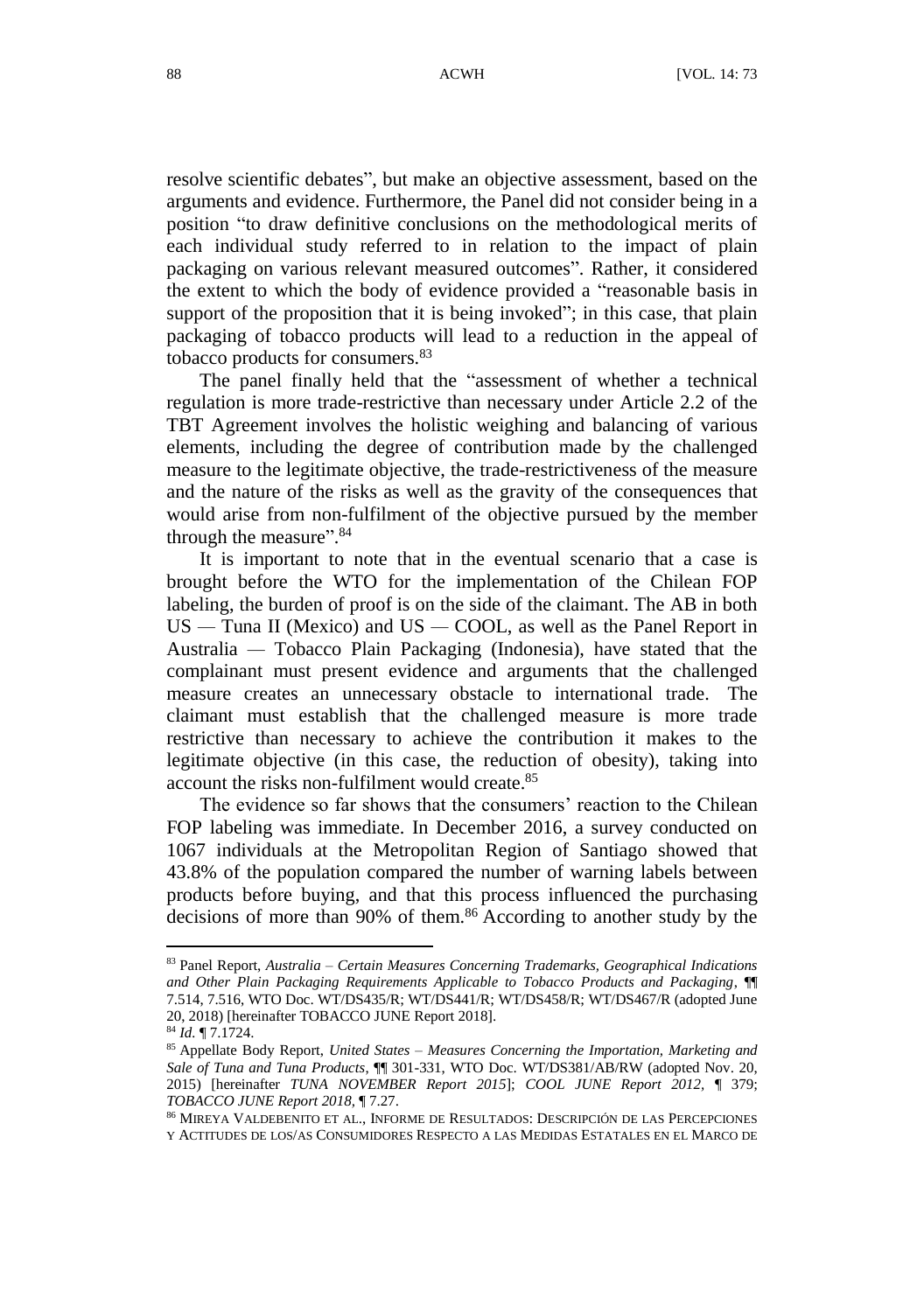resolve scientific debates", but make an objective assessment, based on the arguments and evidence. Furthermore, the Panel did not consider being in a position "to draw definitive conclusions on the methodological merits of each individual study referred to in relation to the impact of plain packaging on various relevant measured outcomes". Rather, it considered the extent to which the body of evidence provided a "reasonable basis in support of the proposition that it is being invoked"; in this case, that plain packaging of tobacco products will lead to a reduction in the appeal of tobacco products for consumers.[83]

The panel finally held that the "assessment of whether a technical regulation is more trade-restrictive than necessary under Article 2.2 of the TBT Agreement involves the holistic weighing and balancing of various elements, including the degree of contribution made by the challenged measure to the legitimate objective, the trade-restrictiveness of the measure and the nature of the risks as well as the gravity of the consequences that would arise from non-fulfilment of the objective pursued by the member through the measure".[84]

It is important to note that in the eventual scenario that a case is brought before the WTO for the implementation of the Chilean FOP labeling, the burden of proof is on the side of the claimant. The AB in both US — Tuna II (Mexico) and US — COOL, as well as the Panel Report in Australia — Tobacco Plain Packaging (Indonesia), have stated that the complainant must present evidence and arguments that the challenged measure creates an unnecessary obstacle to international trade. The claimant must establish that the challenged measure is more trade restrictive than necessary to achieve the contribution it makes to the legitimate objective (in this case, the reduction of obesity), taking into account the risks non-fulfilment would create.[85]

The evidence so far shows that the consumers' reaction to the Chilean FOP labeling was immediate. In December 2016, a survey conducted on 1067 individuals at the Metropolitan Region of Santiago showed that 43.8% of the population compared the number of warning labels between products before buying, and that this process influenced the purchasing decisions of more than 90% of them.[86] According to another study by the

---

[83] Panel Report, *Australia – Certain Measures Concerning Trademarks, Geographical Indications and Other Plain Packaging Requirements Applicable to Tobacco Products and Packaging*, ¶¶ 7.514, 7.516, WTO Doc. WT/DS435/R; WT/DS441/R; WT/DS458/R; WT/DS467/R (adopted June 20, 2018) [hereinafter TOBACCO JUNE Report 2018].

[84] *Id.* ¶ 7.1724.

[85] Appellate Body Report, *United States – Measures Concerning the Importation, Marketing and Sale of Tuna and Tuna Products*, ¶¶ 301-331, WTO Doc. WT/DS381/AB/RW (adopted Nov. 20, 2015) [hereinafter *TUNA NOVEMBER Report 2015*]; *COOL JUNE Report 2012*, ¶ 379; *TOBACCO JUNE Report 2018*, ¶ 7.27.

[86] MIREYA VALDEBENITO ET AL., INFORME DE RESULTADOS: DESCRIPCIÓN DE LAS PERCEPCIONES Y ACTITUDES DE LOS/AS CONSUMIDORES RESPECTO A LAS MEDIDAS ESTATALES EN EL MARCO DE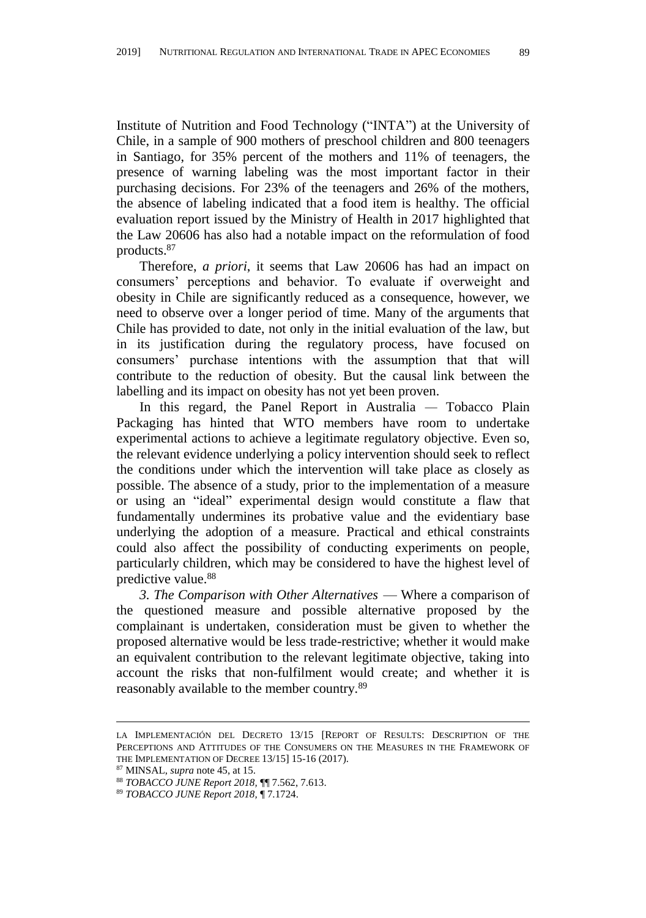Institute of Nutrition and Food Technology ("INTA") at the University of Chile, in a sample of 900 mothers of preschool children and 800 teenagers in Santiago, for 35% percent of the mothers and 11% of teenagers, the presence of warning labeling was the most important factor in their purchasing decisions. For 23% of the teenagers and 26% of the mothers, the absence of labeling indicated that a food item is healthy. The official evaluation report issued by the Ministry of Health in 2017 highlighted that the Law 20606 has also had a notable impact on the reformulation of food products.[87]

Therefore, *a priori*, it seems that Law 20606 has had an impact on consumers' perceptions and behavior. To evaluate if overweight and obesity in Chile are significantly reduced as a consequence, however, we need to observe over a longer period of time. Many of the arguments that Chile has provided to date, not only in the initial evaluation of the law, but in its justification during the regulatory process, have focused on consumers' purchase intentions with the assumption that that will contribute to the reduction of obesity. But the causal link between the labelling and its impact on obesity has not yet been proven.

In this regard, the Panel Report in Australia — Tobacco Plain Packaging has hinted that WTO members have room to undertake experimental actions to achieve a legitimate regulatory objective. Even so, the relevant evidence underlying a policy intervention should seek to reflect the conditions under which the intervention will take place as closely as possible. The absence of a study, prior to the implementation of a measure or using an "ideal" experimental design would constitute a flaw that fundamentally undermines its probative value and the evidentiary base underlying the adoption of a measure. Practical and ethical constraints could also affect the possibility of conducting experiments on people, particularly children, which may be considered to have the highest level of predictive value.[88]

*3. The Comparison with Other Alternatives* — Where a comparison of the questioned measure and possible alternative proposed by the complainant is undertaken, consideration must be given to whether the proposed alternative would be less trade-restrictive; whether it would make an equivalent contribution to the relevant legitimate objective, taking into account the risks that non-fulfilment would create; and whether it is reasonably available to the member country.[89]

---

LA IMPLEMENTACIÓN DEL DECRETO 13/15 [REPORT OF RESULTS: DESCRIPTION OF THE PERCEPTIONS AND ATTITUDES OF THE CONSUMERS ON THE MEASURES IN THE FRAMEWORK OF THE IMPLEMENTATION OF DECREE 13/15] 15-16 (2017).

[87] MINSAL, *supra* note 45, at 15.

[88] *TOBACCO JUNE Report 2018*, ¶¶ 7.562, 7.613.

[89] *TOBACCO JUNE Report 2018*, ¶ 7.1724.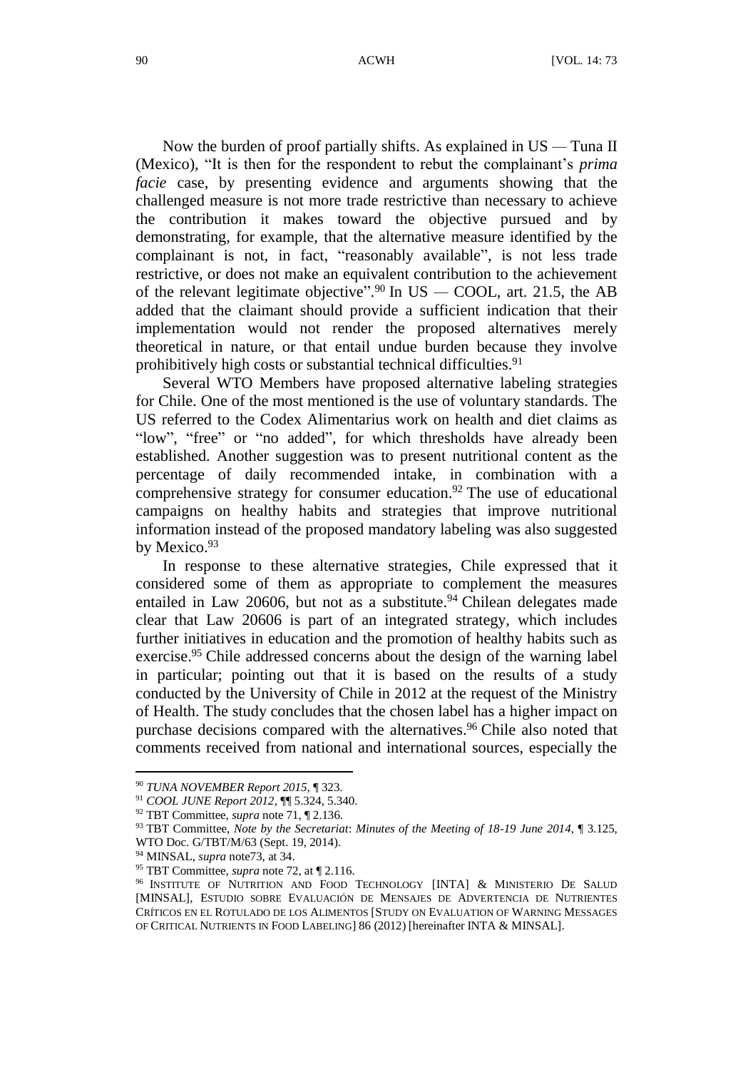Now the burden of proof partially shifts. As explained in US — Tuna II (Mexico), "It is then for the respondent to rebut the complainant's *prima facie* case, by presenting evidence and arguments showing that the challenged measure is not more trade restrictive than necessary to achieve the contribution it makes toward the objective pursued and by demonstrating, for example, that the alternative measure identified by the complainant is not, in fact, "reasonably available", is not less trade restrictive, or does not make an equivalent contribution to the achievement of the relevant legitimate objective".[90] In US — COOL, art. 21.5, the AB added that the claimant should provide a sufficient indication that their implementation would not render the proposed alternatives merely theoretical in nature, or that entail undue burden because they involve prohibitively high costs or substantial technical difficulties.[91]

Several WTO Members have proposed alternative labeling strategies for Chile. One of the most mentioned is the use of voluntary standards. The US referred to the Codex Alimentarius work on health and diet claims as "low", "free" or "no added", for which thresholds have already been established. Another suggestion was to present nutritional content as the percentage of daily recommended intake, in combination with a comprehensive strategy for consumer education.[92] The use of educational campaigns on healthy habits and strategies that improve nutritional information instead of the proposed mandatory labeling was also suggested by Mexico.[93]

In response to these alternative strategies, Chile expressed that it considered some of them as appropriate to complement the measures entailed in Law 20606, but not as a substitute.[94] Chilean delegates made clear that Law 20606 is part of an integrated strategy, which includes further initiatives in education and the promotion of healthy habits such as exercise.[95] Chile addressed concerns about the design of the warning label in particular; pointing out that it is based on the results of a study conducted by the University of Chile in 2012 at the request of the Ministry of Health. The study concludes that the chosen label has a higher impact on purchase decisions compared with the alternatives.[96] Chile also noted that comments received from national and international sources, especially the

---

[90] *TUNA NOVEMBER Report 2015*, ¶ 323.

[91] *COOL JUNE Report 2012*, ¶¶ 5.324, 5.340.

[92] TBT Committee, *supra* note 71, ¶ 2.136.

[93] TBT Committee, *Note by the Secretariat*: *Minutes of the Meeting of 18-19 June 2014*, ¶ 3.125, WTO Doc. G/TBT/M/63 (Sept. 19, 2014).

[94] MINSAL, *supra* note73, at 34.

[95] TBT Committee, *supra* note 72, at ¶ 2.116.

[96] INSTITUTE OF NUTRITION AND FOOD TECHNOLOGY [INTA] & MINISTERIO DE SALUD [MINSAL], ESTUDIO SOBRE EVALUACIÓN DE MENSAJES DE ADVERTENCIA DE NUTRIENTES CRÍTICOS EN EL ROTULADO DE LOS ALIMENTOS [STUDY ON EVALUATION OF WARNING MESSAGES OF CRITICAL NUTRIENTS IN FOOD LABELING] 86 (2012) [hereinafter INTA & MINSAL].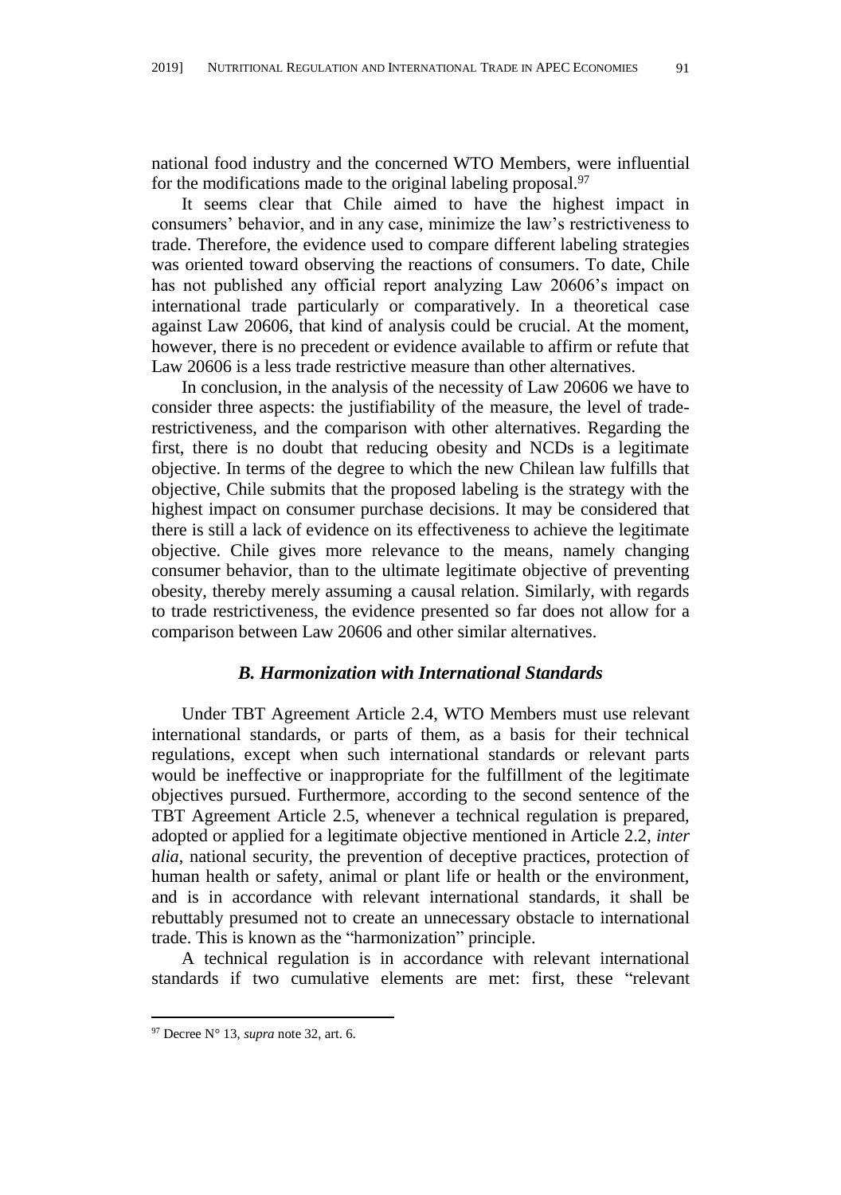national food industry and the concerned WTO Members, were influential for the modifications made to the original labeling proposal.[97]

It seems clear that Chile aimed to have the highest impact in consumers' behavior, and in any case, minimize the law's restrictiveness to trade. Therefore, the evidence used to compare different labeling strategies was oriented toward observing the reactions of consumers. To date, Chile has not published any official report analyzing Law 20606's impact on international trade particularly or comparatively. In a theoretical case against Law 20606, that kind of analysis could be crucial. At the moment, however, there is no precedent or evidence available to affirm or refute that Law 20606 is a less trade restrictive measure than other alternatives.

In conclusion, in the analysis of the necessity of Law 20606 we have to consider three aspects: the justifiability of the measure, the level of trade-restrictiveness, and the comparison with other alternatives. Regarding the first, there is no doubt that reducing obesity and NCDs is a legitimate objective. In terms of the degree to which the new Chilean law fulfills that objective, Chile submits that the proposed labeling is the strategy with the highest impact on consumer purchase decisions. It may be considered that there is still a lack of evidence on its effectiveness to achieve the legitimate objective. Chile gives more relevance to the means, namely changing consumer behavior, than to the ultimate legitimate objective of preventing obesity, thereby merely assuming a causal relation. Similarly, with regards to trade restrictiveness, the evidence presented so far does not allow for a comparison between Law 20606 and other similar alternatives.

### *B. Harmonization with International Standards*

Under TBT Agreement Article 2.4, WTO Members must use relevant international standards, or parts of them, as a basis for their technical regulations, except when such international standards or relevant parts would be ineffective or inappropriate for the fulfillment of the legitimate objectives pursued. Furthermore, according to the second sentence of the TBT Agreement Article 2.5, whenever a technical regulation is prepared, adopted or applied for a legitimate objective mentioned in Article 2.2, *inter alia*, national security, the prevention of deceptive practices, protection of human health or safety, animal or plant life or health or the environment, and is in accordance with relevant international standards, it shall be rebuttably presumed not to create an unnecessary obstacle to international trade. This is known as the "harmonization" principle.

A technical regulation is in accordance with relevant international standards if two cumulative elements are met: first, these "relevant

[97] Decree N° 13, *supra* note 32, art. 6.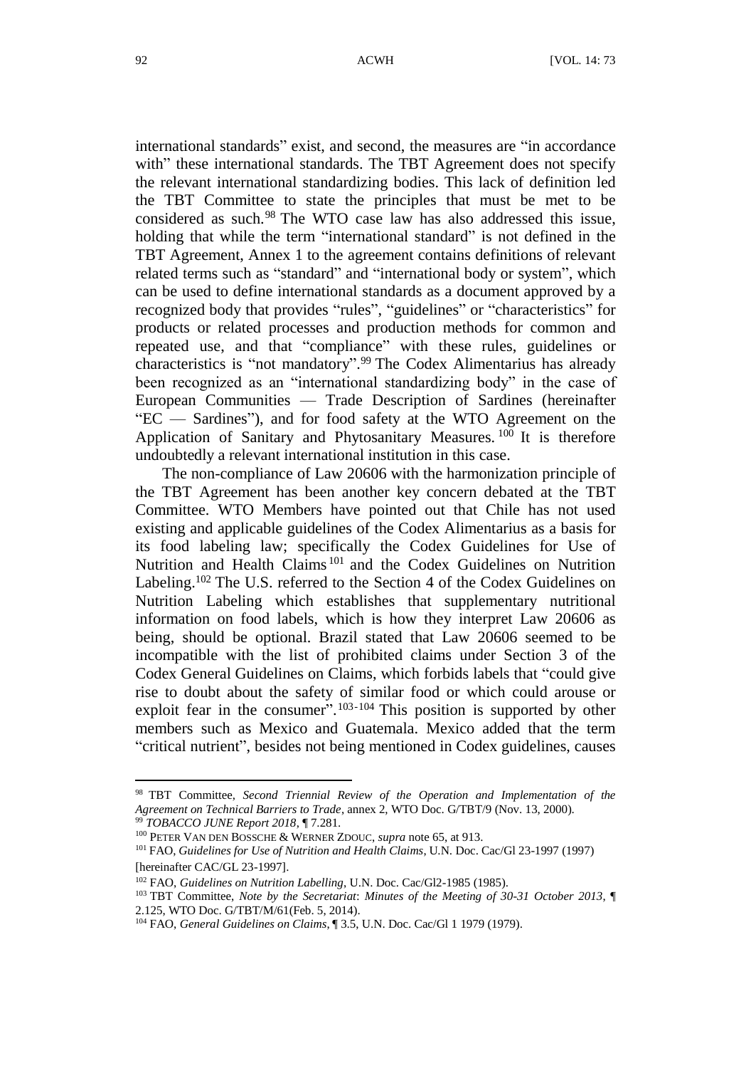international standards" exist, and second, the measures are "in accordance with" these international standards. The TBT Agreement does not specify the relevant international standardizing bodies. This lack of definition led the TBT Committee to state the principles that must be met to be considered as such.[98] The WTO case law has also addressed this issue, holding that while the term "international standard" is not defined in the TBT Agreement, Annex 1 to the agreement contains definitions of relevant related terms such as "standard" and "international body or system", which can be used to define international standards as a document approved by a recognized body that provides "rules", "guidelines" or "characteristics" for products or related processes and production methods for common and repeated use, and that "compliance" with these rules, guidelines or characteristics is "not mandatory".[99] The Codex Alimentarius has already been recognized as an "international standardizing body" in the case of European Communities — Trade Description of Sardines (hereinafter "EC — Sardines"), and for food safety at the WTO Agreement on the Application of Sanitary and Phytosanitary Measures.[100] It is therefore undoubtedly a relevant international institution in this case.

The non-compliance of Law 20606 with the harmonization principle of the TBT Agreement has been another key concern debated at the TBT Committee. WTO Members have pointed out that Chile has not used existing and applicable guidelines of the Codex Alimentarius as a basis for its food labeling law; specifically the Codex Guidelines for Use of Nutrition and Health Claims[101] and the Codex Guidelines on Nutrition Labeling.[102] The U.S. referred to the Section 4 of the Codex Guidelines on Nutrition Labeling which establishes that supplementary nutritional information on food labels, which is how they interpret Law 20606 as being, should be optional. Brazil stated that Law 20606 seemed to be incompatible with the list of prohibited claims under Section 3 of the Codex General Guidelines on Claims, which forbids labels that "could give rise to doubt about the safety of similar food or which could arouse or exploit fear in the consumer".[103-104] This position is supported by other members such as Mexico and Guatemala. Mexico added that the term "critical nutrient", besides not being mentioned in Codex guidelines, causes

---

[98] TBT Committee, *Second Triennial Review of the Operation and Implementation of the Agreement on Technical Barriers to Trade*, annex 2, WTO Doc. G/TBT/9 (Nov. 13, 2000).

[99] *TOBACCO JUNE Report 2018*, ¶ 7.281.

[100] PETER VAN DEN BOSSCHE & WERNER ZDOUC, *supra* note 65, at 913.

[101] FAO, *Guidelines for Use of Nutrition and Health Claims*, U.N. Doc. Cac/Gl 23-1997 (1997) [hereinafter CAC/GL 23-1997].

[102] FAO, *Guidelines on Nutrition Labelling*, U.N. Doc. Cac/Gl2-1985 (1985).

[103] TBT Committee, *Note by the Secretariat*: *Minutes of the Meeting of 30-31 October 2013*, ¶ 2.125, WTO Doc. G/TBT/M/61(Feb. 5, 2014).

[104] FAO, *General Guidelines on Claims*, ¶ 3.5, U.N. Doc. Cac/Gl 1 1979 (1979).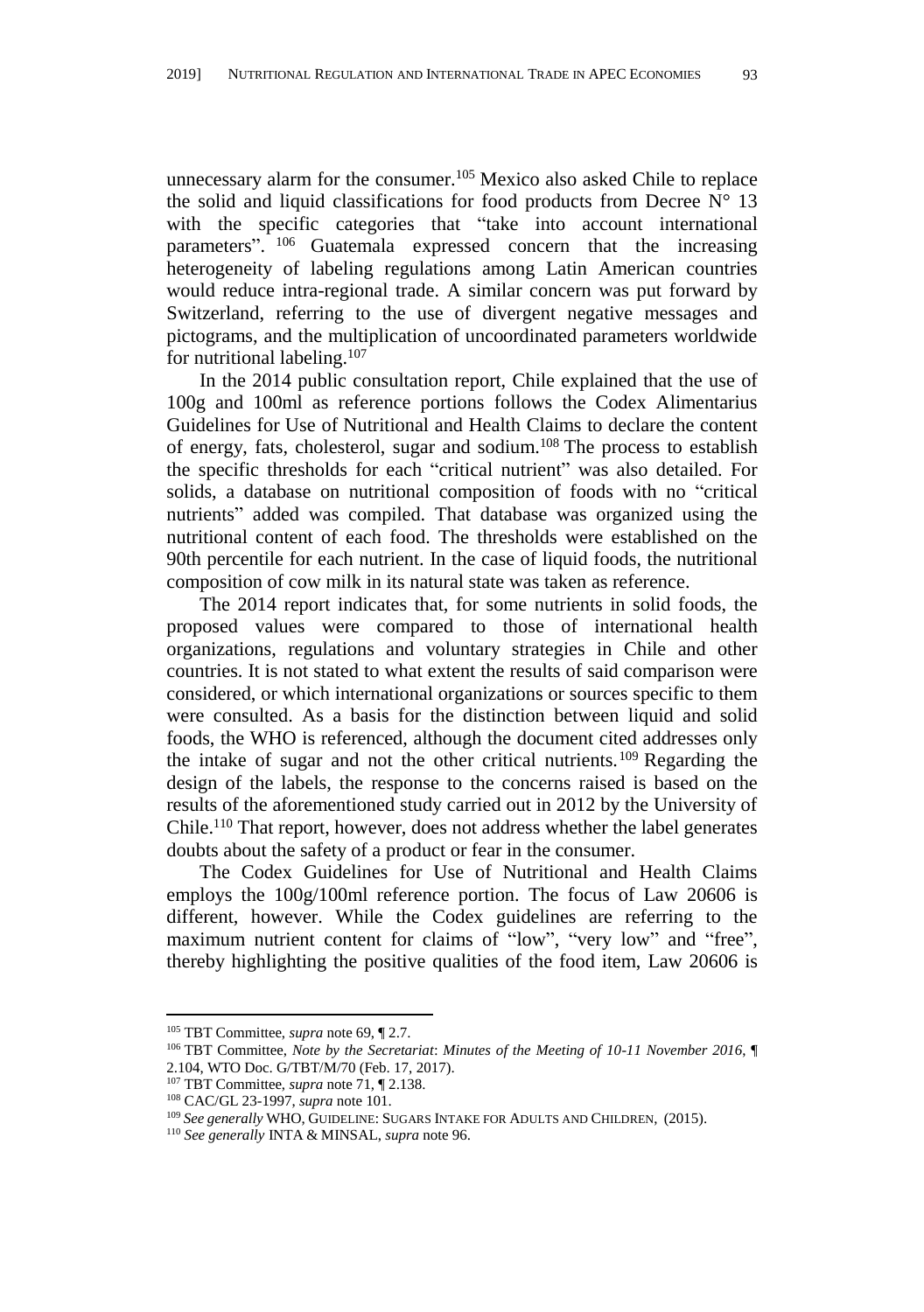unnecessary alarm for the consumer.[105] Mexico also asked Chile to replace the solid and liquid classifications for food products from Decree N° 13 with the specific categories that "take into account international parameters". [106] Guatemala expressed concern that the increasing heterogeneity of labeling regulations among Latin American countries would reduce intra-regional trade. A similar concern was put forward by Switzerland, referring to the use of divergent negative messages and pictograms, and the multiplication of uncoordinated parameters worldwide for nutritional labeling.[107]

In the 2014 public consultation report, Chile explained that the use of 100g and 100ml as reference portions follows the Codex Alimentarius Guidelines for Use of Nutritional and Health Claims to declare the content of energy, fats, cholesterol, sugar and sodium.[108] The process to establish the specific thresholds for each "critical nutrient" was also detailed. For solids, a database on nutritional composition of foods with no "critical nutrients" added was compiled. That database was organized using the nutritional content of each food. The thresholds were established on the 90th percentile for each nutrient. In the case of liquid foods, the nutritional composition of cow milk in its natural state was taken as reference.

The 2014 report indicates that, for some nutrients in solid foods, the proposed values were compared to those of international health organizations, regulations and voluntary strategies in Chile and other countries. It is not stated to what extent the results of said comparison were considered, or which international organizations or sources specific to them were consulted. As a basis for the distinction between liquid and solid foods, the WHO is referenced, although the document cited addresses only the intake of sugar and not the other critical nutrients.[109] Regarding the design of the labels, the response to the concerns raised is based on the results of the aforementioned study carried out in 2012 by the University of Chile.[110] That report, however, does not address whether the label generates doubts about the safety of a product or fear in the consumer.

The Codex Guidelines for Use of Nutritional and Health Claims employs the 100g/100ml reference portion. The focus of Law 20606 is different, however. While the Codex guidelines are referring to the maximum nutrient content for claims of "low", "very low" and "free", thereby highlighting the positive qualities of the food item, Law 20606 is

---

[105] TBT Committee, *supra* note 69, ¶ 2.7.

[106] TBT Committee, *Note by the Secretariat*: *Minutes of the Meeting of 10-11 November 2016*, ¶ 2.104, WTO Doc. G/TBT/M/70 (Feb. 17, 2017).

[107] TBT Committee, *supra* note 71, ¶ 2.138.

[108] CAC/GL 23-1997, *supra* note 101.

[109] *See generally* WHO, GUIDELINE: SUGARS INTAKE FOR ADULTS AND CHILDREN, (2015).

[110] *See generally* INTA & MINSAL, *supra* note 96.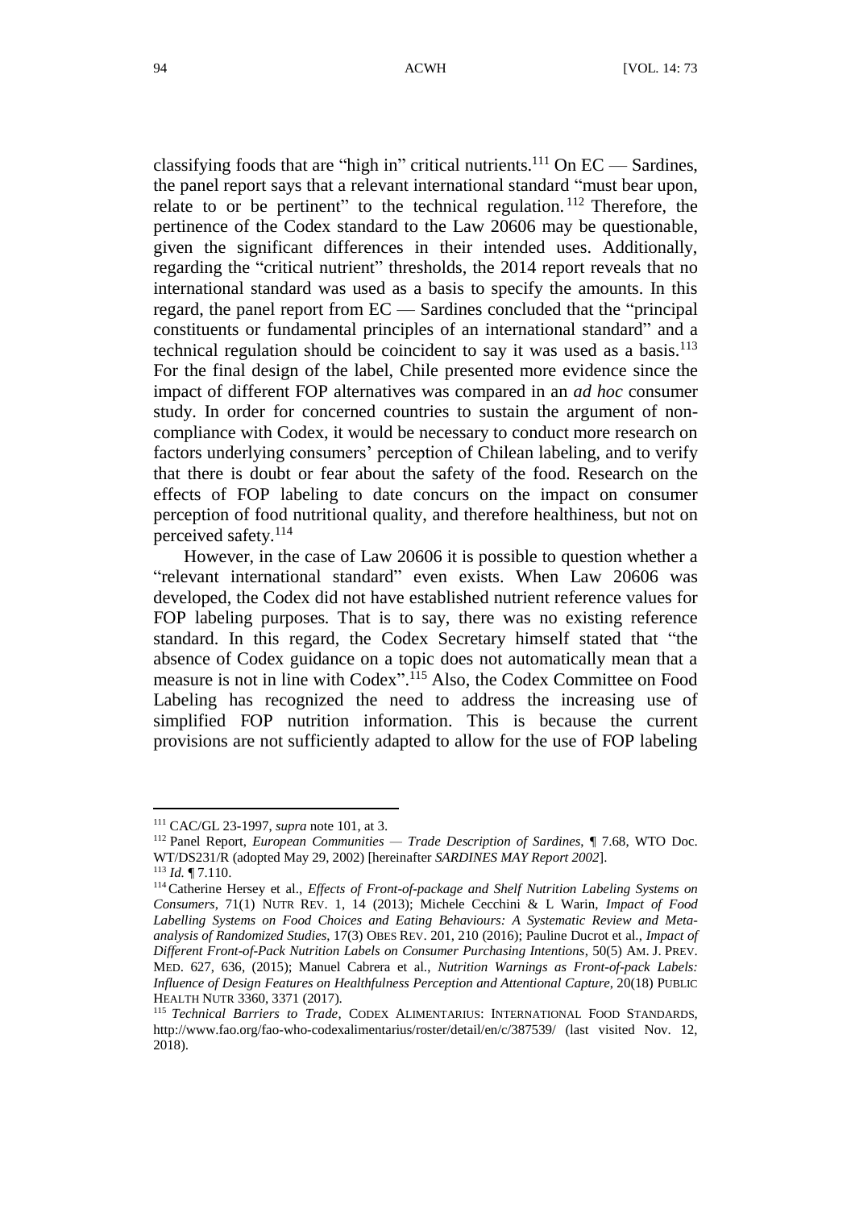classifying foods that are "high in" critical nutrients.[111] On EC — Sardines, the panel report says that a relevant international standard "must bear upon, relate to or be pertinent" to the technical regulation.[112] Therefore, the pertinence of the Codex standard to the Law 20606 may be questionable, given the significant differences in their intended uses. Additionally, regarding the "critical nutrient" thresholds, the 2014 report reveals that no international standard was used as a basis to specify the amounts. In this regard, the panel report from EC — Sardines concluded that the "principal constituents or fundamental principles of an international standard" and a technical regulation should be coincident to say it was used as a basis.[113] For the final design of the label, Chile presented more evidence since the impact of different FOP alternatives was compared in an *ad hoc* consumer study. In order for concerned countries to sustain the argument of non-compliance with Codex, it would be necessary to conduct more research on factors underlying consumers' perception of Chilean labeling, and to verify that there is doubt or fear about the safety of the food. Research on the effects of FOP labeling to date concurs on the impact on consumer perception of food nutritional quality, and therefore healthiness, but not on perceived safety.[114]

However, in the case of Law 20606 it is possible to question whether a "relevant international standard" even exists. When Law 20606 was developed, the Codex did not have established nutrient reference values for FOP labeling purposes. That is to say, there was no existing reference standard. In this regard, the Codex Secretary himself stated that "the absence of Codex guidance on a topic does not automatically mean that a measure is not in line with Codex".[115] Also, the Codex Committee on Food Labeling has recognized the need to address the increasing use of simplified FOP nutrition information. This is because the current provisions are not sufficiently adapted to allow for the use of FOP labeling

---

[111] CAC/GL 23-1997, *supra* note 101, at 3.

[112] Panel Report, *European Communities — Trade Description of Sardines*, ¶ 7.68, WTO Doc. WT/DS231/R (adopted May 29, 2002) [hereinafter *SARDINES MAY Report 2002*].

[113] *Id.* ¶ 7.110.

[114] Catherine Hersey et al., *Effects of Front-of-package and Shelf Nutrition Labeling Systems on Consumers*, 71(1) NUTR REV. 1, 14 (2013); Michele Cecchini & L Warin, *Impact of Food Labelling Systems on Food Choices and Eating Behaviours: A Systematic Review and Meta-analysis of Randomized Studies*, 17(3) OBES REV. 201, 210 (2016); Pauline Ducrot et al., *Impact of Different Front-of-Pack Nutrition Labels on Consumer Purchasing Intentions*, 50(5) AM. J. PREV. MED. 627, 636, (2015); Manuel Cabrera et al., *Nutrition Warnings as Front-of-pack Labels: Influence of Design Features on Healthfulness Perception and Attentional Capture*, 20(18) PUBLIC HEALTH NUTR 3360, 3371 (2017).

[115] *Technical Barriers to Trade*, CODEX ALIMENTARIUS: INTERNATIONAL FOOD STANDARDS, http://www.fao.org/fao-who-codexalimentarius/roster/detail/en/c/387539/ (last visited Nov. 12, 2018).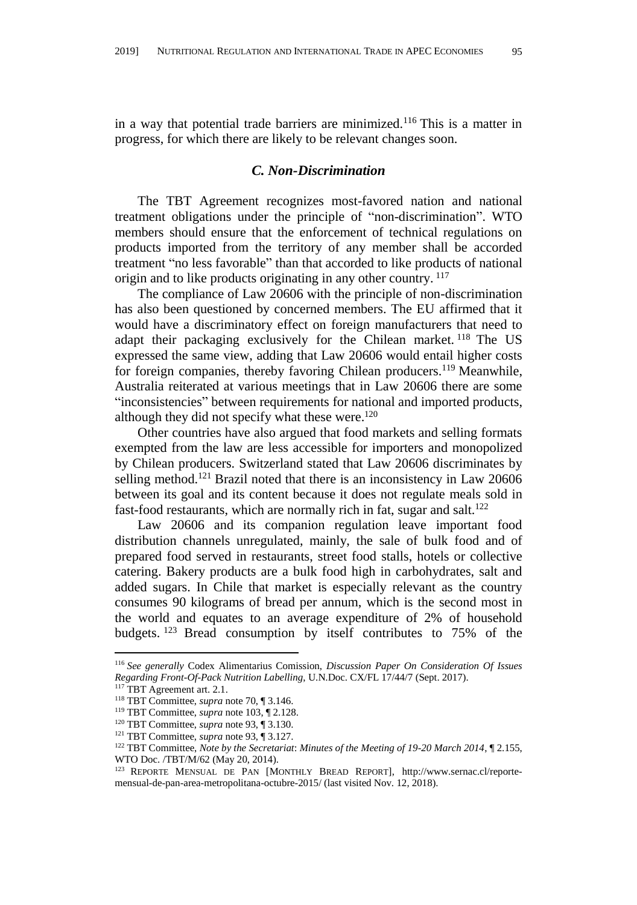in a way that potential trade barriers are minimized.[116] This is a matter in progress, for which there are likely to be relevant changes soon.

### *C. Non-Discrimination*

The TBT Agreement recognizes most-favored nation and national treatment obligations under the principle of "non-discrimination". WTO members should ensure that the enforcement of technical regulations on products imported from the territory of any member shall be accorded treatment "no less favorable" than that accorded to like products of national origin and to like products originating in any other country.[117]

The compliance of Law 20606 with the principle of non-discrimination has also been questioned by concerned members. The EU affirmed that it would have a discriminatory effect on foreign manufacturers that need to adapt their packaging exclusively for the Chilean market.[118] The US expressed the same view, adding that Law 20606 would entail higher costs for foreign companies, thereby favoring Chilean producers.[119] Meanwhile, Australia reiterated at various meetings that in Law 20606 there are some "inconsistencies" between requirements for national and imported products, although they did not specify what these were.[120]

Other countries have also argued that food markets and selling formats exempted from the law are less accessible for importers and monopolized by Chilean producers. Switzerland stated that Law 20606 discriminates by selling method.[121] Brazil noted that there is an inconsistency in Law 20606 between its goal and its content because it does not regulate meals sold in fast-food restaurants, which are normally rich in fat, sugar and salt.[122]

Law 20606 and its companion regulation leave important food distribution channels unregulated, mainly, the sale of bulk food and of prepared food served in restaurants, street food stalls, hotels or collective catering. Bakery products are a bulk food high in carbohydrates, salt and added sugars. In Chile that market is especially relevant as the country consumes 90 kilograms of bread per annum, which is the second most in the world and equates to an average expenditure of 2% of household budgets.[123] Bread consumption by itself contributes to 75% of the

---

[116] *See generally* Codex Alimentarius Comission, *Discussion Paper On Consideration Of Issues Regarding Front-Of-Pack Nutrition Labelling*, U.N.Doc. CX/FL 17/44/7 (Sept. 2017).

[117] TBT Agreement art. 2.1.

[118] TBT Committee, *supra* note 70, ¶ 3.146.

[119] TBT Committee, *supra* note 103, ¶ 2.128.

[120] TBT Committee, *supra* note 93, ¶ 3.130.

[121] TBT Committee, *supra* note 93, ¶ 3.127.

[122] TBT Committee, *Note by the Secretariat*: *Minutes of the Meeting of 19-20 March 2014*, ¶ 2.155, WTO Doc. /TBT/M/62 (May 20, 2014).

[123] REPORTE MENSUAL DE PAN [MONTHLY BREAD REPORT], http://www.sernac.cl/reporte-mensual-de-pan-area-metropolitana-octubre-2015/ (last visited Nov. 12, 2018).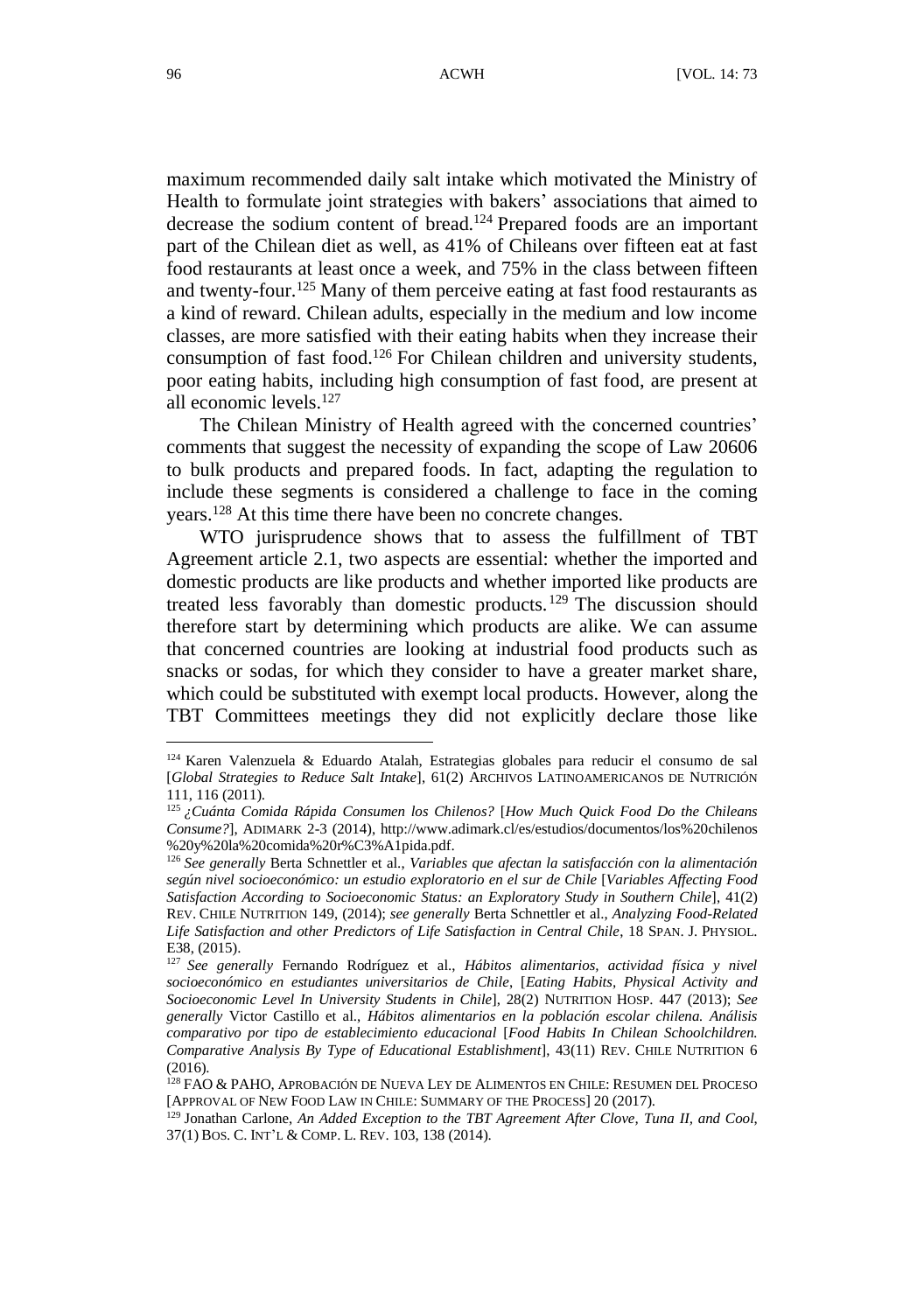maximum recommended daily salt intake which motivated the Ministry of Health to formulate joint strategies with bakers' associations that aimed to decrease the sodium content of bread.[124] Prepared foods are an important part of the Chilean diet as well, as 41% of Chileans over fifteen eat at fast food restaurants at least once a week, and 75% in the class between fifteen and twenty-four.[125] Many of them perceive eating at fast food restaurants as a kind of reward. Chilean adults, especially in the medium and low income classes, are more satisfied with their eating habits when they increase their consumption of fast food.[126] For Chilean children and university students, poor eating habits, including high consumption of fast food, are present at all economic levels.[127]

The Chilean Ministry of Health agreed with the concerned countries' comments that suggest the necessity of expanding the scope of Law 20606 to bulk products and prepared foods. In fact, adapting the regulation to include these segments is considered a challenge to face in the coming years.[128] At this time there have been no concrete changes.

WTO jurisprudence shows that to assess the fulfillment of TBT Agreement article 2.1, two aspects are essential: whether the imported and domestic products are like products and whether imported like products are treated less favorably than domestic products.[129] The discussion should therefore start by determining which products are alike. We can assume that concerned countries are looking at industrial food products such as snacks or sodas, for which they consider to have a greater market share, which could be substituted with exempt local products. However, along the TBT Committees meetings they did not explicitly declare those like

---

[124] Karen Valenzuela & Eduardo Atalah, Estrategias globales para reducir el consumo de sal [*Global Strategies to Reduce Salt Intake*], 61(2) ARCHIVOS LATINOAMERICANOS DE NUTRICIÓN 111, 116 (2011).

[125] *¿Cuánta Comida Rápida Consumen los Chilenos?* [*How Much Quick Food Do the Chileans Consume?*], ADIMARK 2-3 (2014), http://www.adimark.cl/es/estudios/documentos/los%20chilenos%20y%20la%20comida%20r%C3%A1pida.pdf.

[126] *See generally* Berta Schnettler et al., *Variables que afectan la satisfacción con la alimentación según nivel socioeconómico: un estudio exploratorio en el sur de Chile* [*Variables Affecting Food Satisfaction According to Socioeconomic Status: an Exploratory Study in Southern Chile*], 41(2) REV. CHILE NUTRITION 149, (2014); *see generally* Berta Schnettler et al., *Analyzing Food-Related Life Satisfaction and other Predictors of Life Satisfaction in Central Chile*, 18 SPAN. J. PHYSIOL. E38, (2015).

[127] *See generally* Fernando Rodríguez et al., *Hábitos alimentarios, actividad física y nivel socioeconómico en estudiantes universitarios de Chile*, [*Eating Habits, Physical Activity and Socioeconomic Level In University Students in Chile*], 28(2) NUTRITION HOSP. 447 (2013); *See generally* Victor Castillo et al., *Hábitos alimentarios en la población escolar chilena. Análisis comparativo por tipo de establecimiento educacional* [*Food Habits In Chilean Schoolchildren. Comparative Analysis By Type of Educational Establishment*], 43(11) REV. CHILE NUTRITION 6 (2016).

[128] FAO & PAHO, APROBACIÓN DE NUEVA LEY DE ALIMENTOS EN CHILE: RESUMEN DEL PROCESO [APPROVAL OF NEW FOOD LAW IN CHILE: SUMMARY OF THE PROCESS] 20 (2017).

[129] Jonathan Carlone, *An Added Exception to the TBT Agreement After Clove, Tuna II, and Cool*, 37(1) BOS. C. INT'L & COMP. L. REV. 103, 138 (2014).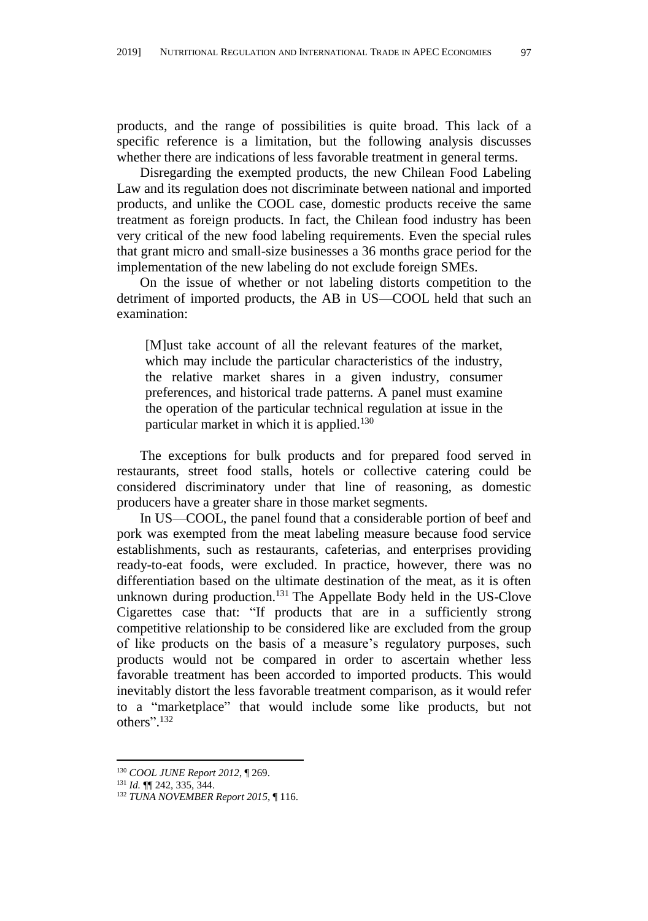products, and the range of possibilities is quite broad. This lack of a specific reference is a limitation, but the following analysis discusses whether there are indications of less favorable treatment in general terms.

Disregarding the exempted products, the new Chilean Food Labeling Law and its regulation does not discriminate between national and imported products, and unlike the COOL case, domestic products receive the same treatment as foreign products. In fact, the Chilean food industry has been very critical of the new food labeling requirements. Even the special rules that grant micro and small-size businesses a 36 months grace period for the implementation of the new labeling do not exclude foreign SMEs.

On the issue of whether or not labeling distorts competition to the detriment of imported products, the AB in US—COOL held that such an examination:

> [M]ust take account of all the relevant features of the market, which may include the particular characteristics of the industry, the relative market shares in a given industry, consumer preferences, and historical trade patterns. A panel must examine the operation of the particular technical regulation at issue in the particular market in which it is applied.[130]

The exceptions for bulk products and for prepared food served in restaurants, street food stalls, hotels or collective catering could be considered discriminatory under that line of reasoning, as domestic producers have a greater share in those market segments.

In US—COOL, the panel found that a considerable portion of beef and pork was exempted from the meat labeling measure because food service establishments, such as restaurants, cafeterias, and enterprises providing ready-to-eat foods, were excluded. In practice, however, there was no differentiation based on the ultimate destination of the meat, as it is often unknown during production.[131] The Appellate Body held in the US-Clove Cigarettes case that: "If products that are in a sufficiently strong competitive relationship to be considered like are excluded from the group of like products on the basis of a measure's regulatory purposes, such products would not be compared in order to ascertain whether less favorable treatment has been accorded to imported products. This would inevitably distort the less favorable treatment comparison, as it would refer to a "marketplace" that would include some like products, but not others".[132]

---

[130] *COOL JUNE Report 2012*, ¶ 269.

[131] *Id.* ¶¶ 242, 335, 344.

[132] *TUNA NOVEMBER Report 2015*, ¶ 116.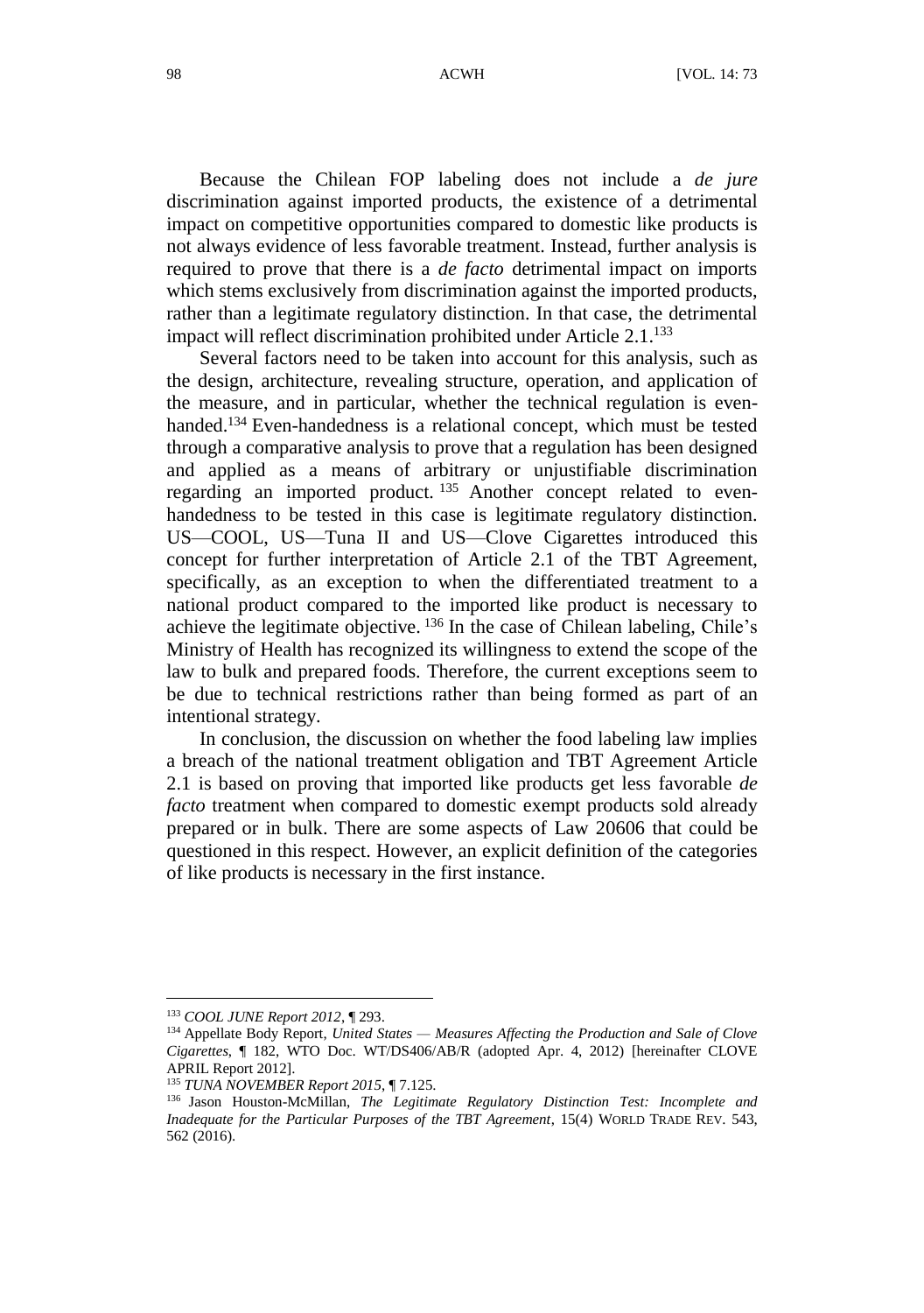Because the Chilean FOP labeling does not include a *de jure* discrimination against imported products, the existence of a detrimental impact on competitive opportunities compared to domestic like products is not always evidence of less favorable treatment. Instead, further analysis is required to prove that there is a *de facto* detrimental impact on imports which stems exclusively from discrimination against the imported products, rather than a legitimate regulatory distinction. In that case, the detrimental impact will reflect discrimination prohibited under Article 2.1.[133]

Several factors need to be taken into account for this analysis, such as the design, architecture, revealing structure, operation, and application of the measure, and in particular, whether the technical regulation is even-handed.[134] Even-handedness is a relational concept, which must be tested through a comparative analysis to prove that a regulation has been designed and applied as a means of arbitrary or unjustifiable discrimination regarding an imported product.[135] Another concept related to even-handedness to be tested in this case is legitimate regulatory distinction. US—COOL, US—Tuna II and US—Clove Cigarettes introduced this concept for further interpretation of Article 2.1 of the TBT Agreement, specifically, as an exception to when the differentiated treatment to a national product compared to the imported like product is necessary to achieve the legitimate objective.[136] In the case of Chilean labeling, Chile's Ministry of Health has recognized its willingness to extend the scope of the law to bulk and prepared foods. Therefore, the current exceptions seem to be due to technical restrictions rather than being formed as part of an intentional strategy.

In conclusion, the discussion on whether the food labeling law implies a breach of the national treatment obligation and TBT Agreement Article 2.1 is based on proving that imported like products get less favorable *de facto* treatment when compared to domestic exempt products sold already prepared or in bulk. There are some aspects of Law 20606 that could be questioned in this respect. However, an explicit definition of the categories of like products is necessary in the first instance.

---

[133] *COOL JUNE Report 2012*, ¶ 293.

[134] Appellate Body Report, *United States — Measures Affecting the Production and Sale of Clove Cigarettes*, ¶ 182, WTO Doc. WT/DS406/AB/R (adopted Apr. 4, 2012) [hereinafter CLOVE APRIL Report 2012].

[135] *TUNA NOVEMBER Report 2015*, ¶ 7.125.

[136] Jason Houston-McMillan, *The Legitimate Regulatory Distinction Test: Incomplete and Inadequate for the Particular Purposes of the TBT Agreement*, 15(4) WORLD TRADE REV. 543, 562 (2016).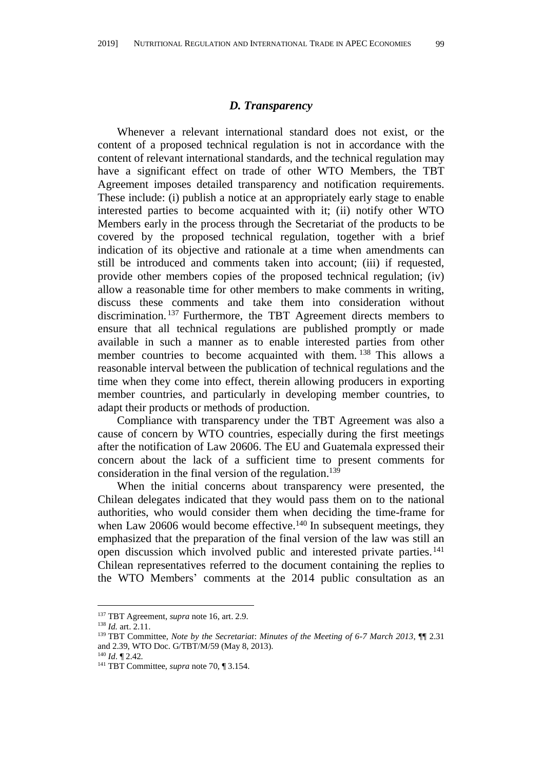### *D. Transparency*

Whenever a relevant international standard does not exist, or the content of a proposed technical regulation is not in accordance with the content of relevant international standards, and the technical regulation may have a significant effect on trade of other WTO Members, the TBT Agreement imposes detailed transparency and notification requirements. These include: (i) publish a notice at an appropriately early stage to enable interested parties to become acquainted with it; (ii) notify other WTO Members early in the process through the Secretariat of the products to be covered by the proposed technical regulation, together with a brief indication of its objective and rationale at a time when amendments can still be introduced and comments taken into account; (iii) if requested, provide other members copies of the proposed technical regulation; (iv) allow a reasonable time for other members to make comments in writing, discuss these comments and take them into consideration without discrimination.[137] Furthermore, the TBT Agreement directs members to ensure that all technical regulations are published promptly or made available in such a manner as to enable interested parties from other member countries to become acquainted with them.[138] This allows a reasonable interval between the publication of technical regulations and the time when they come into effect, therein allowing producers in exporting member countries, and particularly in developing member countries, to adapt their products or methods of production.

Compliance with transparency under the TBT Agreement was also a cause of concern by WTO countries, especially during the first meetings after the notification of Law 20606. The EU and Guatemala expressed their concern about the lack of a sufficient time to present comments for consideration in the final version of the regulation.[139]

When the initial concerns about transparency were presented, the Chilean delegates indicated that they would pass them on to the national authorities, who would consider them when deciding the time-frame for when Law 20606 would become effective.[140] In subsequent meetings, they emphasized that the preparation of the final version of the law was still an open discussion which involved public and interested private parties.[141] Chilean representatives referred to the document containing the replies to the WTO Members' comments at the 2014 public consultation as an

---

[137] TBT Agreement, *supra* note 16, art. 2.9.

[138] *Id.* art. 2.11.

[139] TBT Committee, *Note by the Secretariat*: *Minutes of the Meeting of 6-7 March 2013*, ¶¶ 2.31 and 2.39, WTO Doc. G/TBT/M/59 (May 8, 2013).

[140] *Id.* ¶ 2.42.

[141] TBT Committee, *supra* note 70, ¶ 3.154.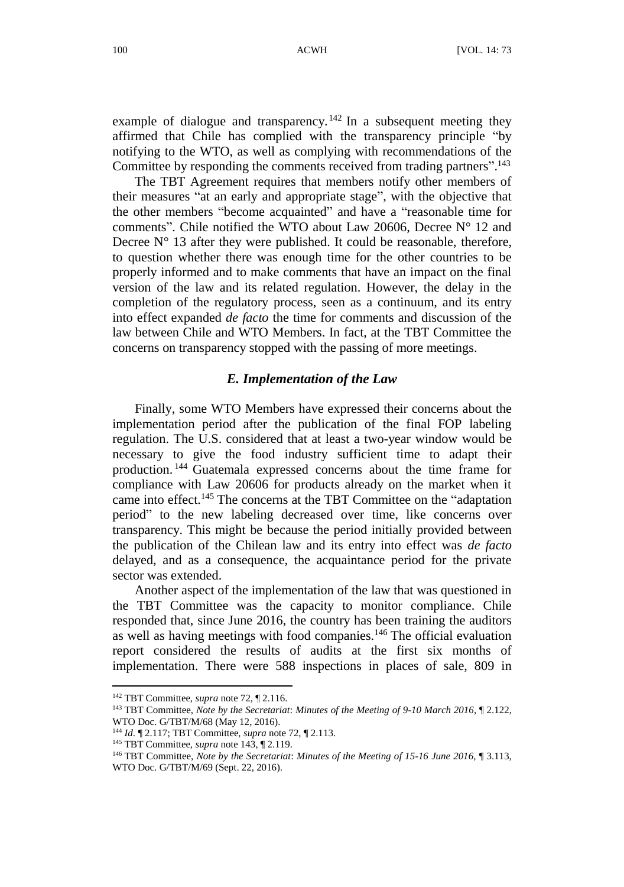example of dialogue and transparency.[142] In a subsequent meeting they affirmed that Chile has complied with the transparency principle "by notifying to the WTO, as well as complying with recommendations of the Committee by responding the comments received from trading partners".[143]

The TBT Agreement requires that members notify other members of their measures "at an early and appropriate stage", with the objective that the other members "become acquainted" and have a "reasonable time for comments". Chile notified the WTO about Law 20606, Decree N° 12 and Decree N° 13 after they were published. It could be reasonable, therefore, to question whether there was enough time for the other countries to be properly informed and to make comments that have an impact on the final version of the law and its related regulation. However, the delay in the completion of the regulatory process, seen as a continuum, and its entry into effect expanded *de facto* the time for comments and discussion of the law between Chile and WTO Members. In fact, at the TBT Committee the concerns on transparency stopped with the passing of more meetings.

### *E. Implementation of the Law*

Finally, some WTO Members have expressed their concerns about the implementation period after the publication of the final FOP labeling regulation. The U.S. considered that at least a two-year window would be necessary to give the food industry sufficient time to adapt their production.[144] Guatemala expressed concerns about the time frame for compliance with Law 20606 for products already on the market when it came into effect.[145] The concerns at the TBT Committee on the "adaptation period" to the new labeling decreased over time, like concerns over transparency. This might be because the period initially provided between the publication of the Chilean law and its entry into effect was *de facto* delayed, and as a consequence, the acquaintance period for the private sector was extended.

Another aspect of the implementation of the law that was questioned in the TBT Committee was the capacity to monitor compliance. Chile responded that, since June 2016, the country has been training the auditors as well as having meetings with food companies.[146] The official evaluation report considered the results of audits at the first six months of implementation. There were 588 inspections in places of sale, 809 in

---

[142] TBT Committee, *supra* note 72, ¶ 2.116.

[143] TBT Committee, *Note by the Secretariat*: *Minutes of the Meeting of 9-10 March 2016*, ¶ 2.122, WTO Doc. G/TBT/M/68 (May 12, 2016).

[144] *Id*. ¶ 2.117; TBT Committee, *supra* note 72, ¶ 2.113.

[145] TBT Committee, *supra* note 143, ¶ 2.119.

[146] TBT Committee, *Note by the Secretariat*: *Minutes of the Meeting of 15-16 June 2016*, ¶ 3.113, WTO Doc. G/TBT/M/69 (Sept. 22, 2016).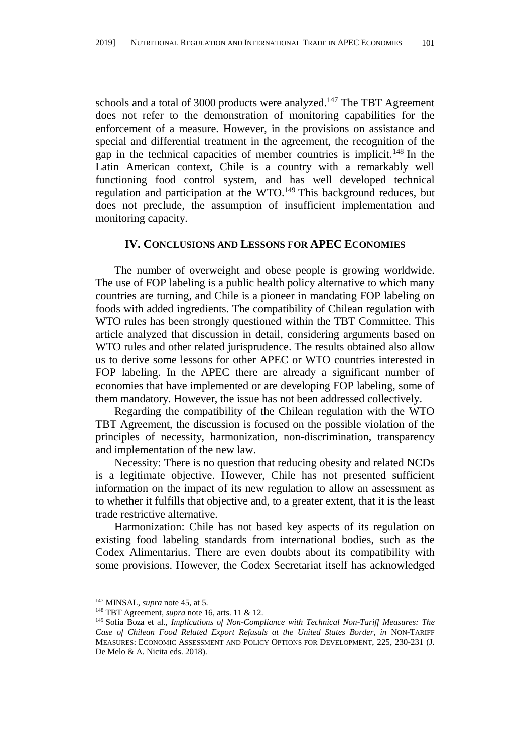schools and a total of 3000 products were analyzed.[147] The TBT Agreement does not refer to the demonstration of monitoring capabilities for the enforcement of a measure. However, in the provisions on assistance and special and differential treatment in the agreement, the recognition of the gap in the technical capacities of member countries is implicit.[148] In the Latin American context, Chile is a country with a remarkably well functioning food control system, and has well developed technical regulation and participation at the WTO.[149] This background reduces, but does not preclude, the assumption of insufficient implementation and monitoring capacity.

## IV. CONCLUSIONS AND LESSONS FOR APEC ECONOMIES

The number of overweight and obese people is growing worldwide. The use of FOP labeling is a public health policy alternative to which many countries are turning, and Chile is a pioneer in mandating FOP labeling on foods with added ingredients. The compatibility of Chilean regulation with WTO rules has been strongly questioned within the TBT Committee. This article analyzed that discussion in detail, considering arguments based on WTO rules and other related jurisprudence. The results obtained also allow us to derive some lessons for other APEC or WTO countries interested in FOP labeling. In the APEC there are already a significant number of economies that have implemented or are developing FOP labeling, some of them mandatory. However, the issue has not been addressed collectively.

Regarding the compatibility of the Chilean regulation with the WTO TBT Agreement, the discussion is focused on the possible violation of the principles of necessity, harmonization, non-discrimination, transparency and implementation of the new law.

Necessity: There is no question that reducing obesity and related NCDs is a legitimate objective. However, Chile has not presented sufficient information on the impact of its new regulation to allow an assessment as to whether it fulfills that objective and, to a greater extent, that it is the least trade restrictive alternative.

Harmonization: Chile has not based key aspects of its regulation on existing food labeling standards from international bodies, such as the Codex Alimentarius. There are even doubts about its compatibility with some provisions. However, the Codex Secretariat itself has acknowledged

---

[147] MINSAL, *supra* note 45, at 5.

[148] TBT Agreement, *supra* note 16, arts. 11 & 12.

[149] Sofia Boza et al., *Implications of Non-Compliance with Technical Non-Tariff Measures: The Case of Chilean Food Related Export Refusals at the United States Border*, *in* NON-TARIFF MEASURES: ECONOMIC ASSESSMENT AND POLICY OPTIONS FOR DEVELOPMENT, 225, 230-231 (J. De Melo & A. Nicita eds. 2018).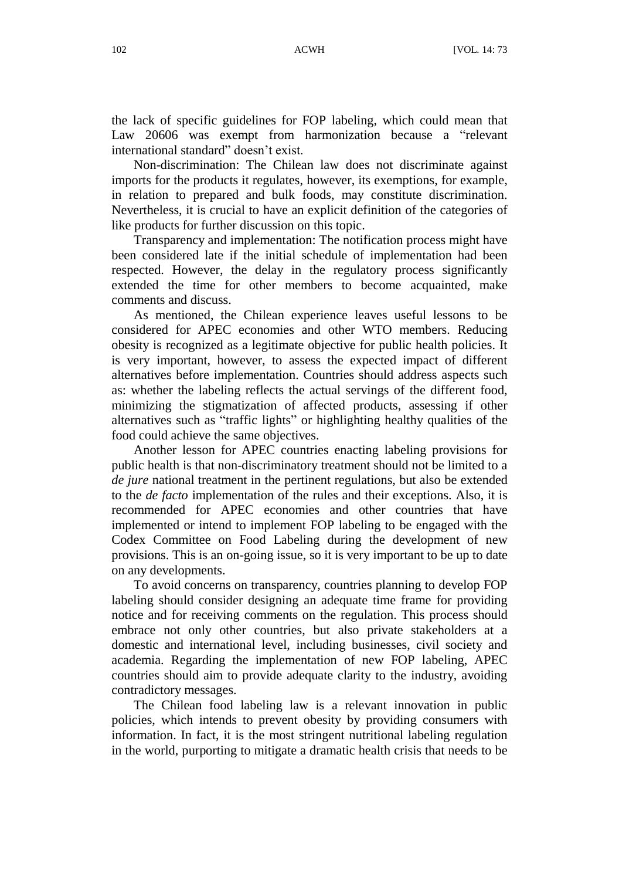the lack of specific guidelines for FOP labeling, which could mean that Law 20606 was exempt from harmonization because a "relevant international standard" doesn't exist.

Non-discrimination: The Chilean law does not discriminate against imports for the products it regulates, however, its exemptions, for example, in relation to prepared and bulk foods, may constitute discrimination. Nevertheless, it is crucial to have an explicit definition of the categories of like products for further discussion on this topic.

Transparency and implementation: The notification process might have been considered late if the initial schedule of implementation had been respected. However, the delay in the regulatory process significantly extended the time for other members to become acquainted, make comments and discuss.

As mentioned, the Chilean experience leaves useful lessons to be considered for APEC economies and other WTO members. Reducing obesity is recognized as a legitimate objective for public health policies. It is very important, however, to assess the expected impact of different alternatives before implementation. Countries should address aspects such as: whether the labeling reflects the actual servings of the different food, minimizing the stigmatization of affected products, assessing if other alternatives such as "traffic lights" or highlighting healthy qualities of the food could achieve the same objectives.

Another lesson for APEC countries enacting labeling provisions for public health is that non-discriminatory treatment should not be limited to a *de jure* national treatment in the pertinent regulations, but also be extended to the *de facto* implementation of the rules and their exceptions. Also, it is recommended for APEC economies and other countries that have implemented or intend to implement FOP labeling to be engaged with the Codex Committee on Food Labeling during the development of new provisions. This is an on-going issue, so it is very important to be up to date on any developments.

To avoid concerns on transparency, countries planning to develop FOP labeling should consider designing an adequate time frame for providing notice and for receiving comments on the regulation. This process should embrace not only other countries, but also private stakeholders at a domestic and international level, including businesses, civil society and academia. Regarding the implementation of new FOP labeling, APEC countries should aim to provide adequate clarity to the industry, avoiding contradictory messages.

The Chilean food labeling law is a relevant innovation in public policies, which intends to prevent obesity by providing consumers with information. In fact, it is the most stringent nutritional labeling regulation in the world, purporting to mitigate a dramatic health crisis that needs to be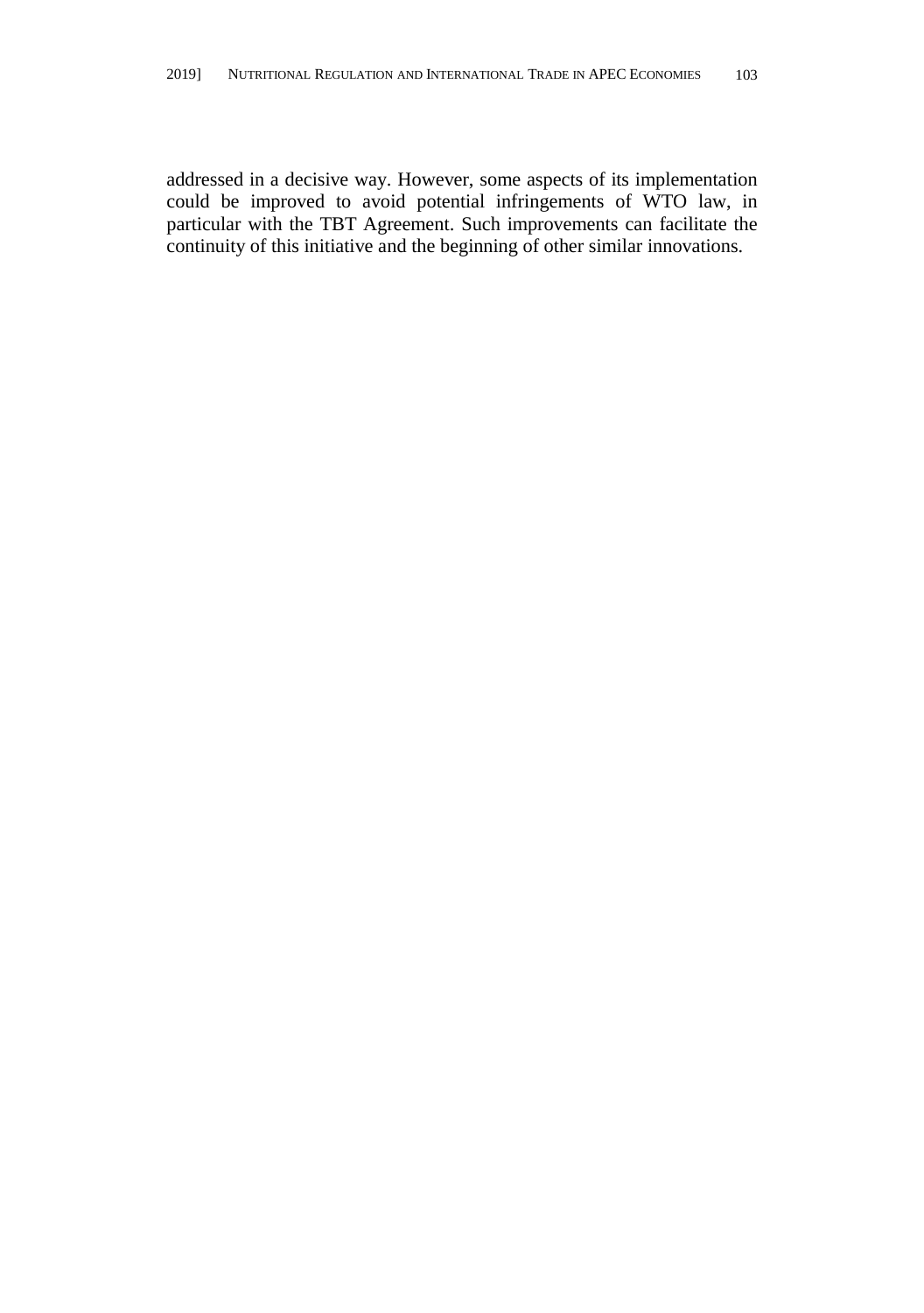addressed in a decisive way. However, some aspects of its implementation could be improved to avoid potential infringements of WTO law, in particular with the TBT Agreement. Such improvements can facilitate the continuity of this initiative and the beginning of other similar innovations.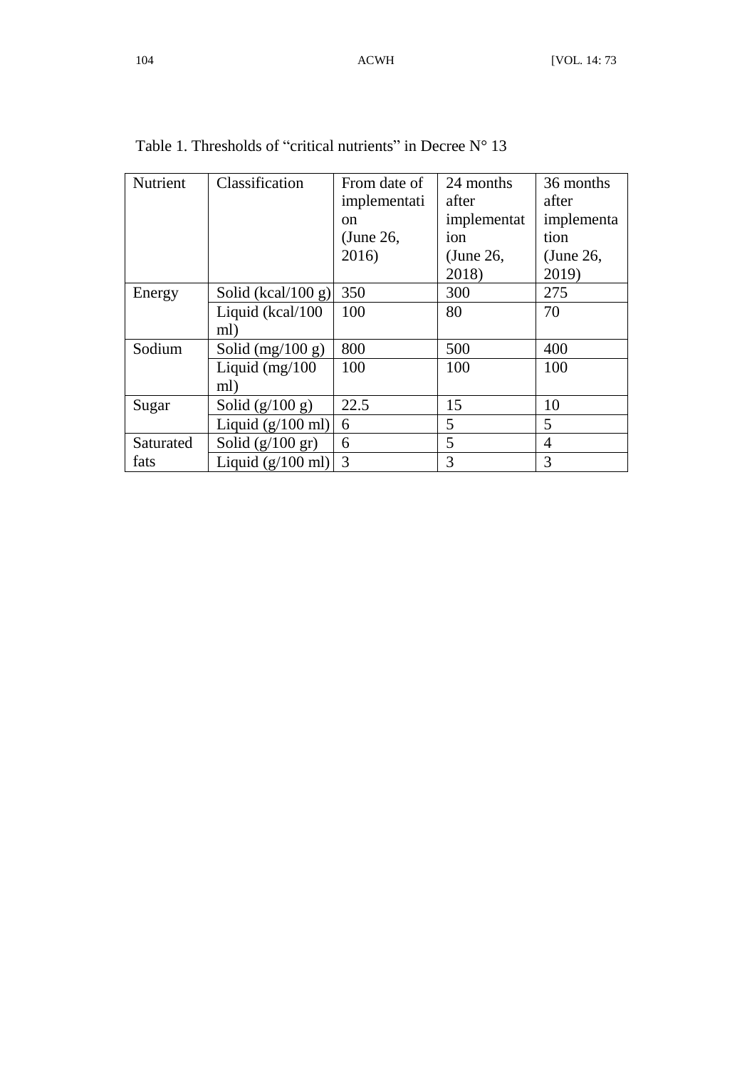Table 1. Thresholds of "critical nutrients" in Decree N° 13

| Nutrient | Classification | From date of implementation (June 26, 2016) | 24 months after implementation (June 26, 2018) | 36 months after implementation (June 26, 2019) |
|---|---|---|---|---|
| Energy | Solid (kcal/100 g) | 350 | 300 | 275 |
| | Liquid (kcal/100 ml) | 100 | 80 | 70 |
| Sodium | Solid (mg/100 g) | 800 | 500 | 400 |
| | Liquid (mg/100 ml) | 100 | 100 | 100 |
| Sugar | Solid (g/100 g) | 22.5 | 15 | 10 |
| | Liquid (g/100 ml) | 6 | 5 | 5 |
| Saturated fats | Solid (g/100 gr) | 6 | 5 | 4 |
| | Liquid (g/100 ml) | 3 | 3 | 3 |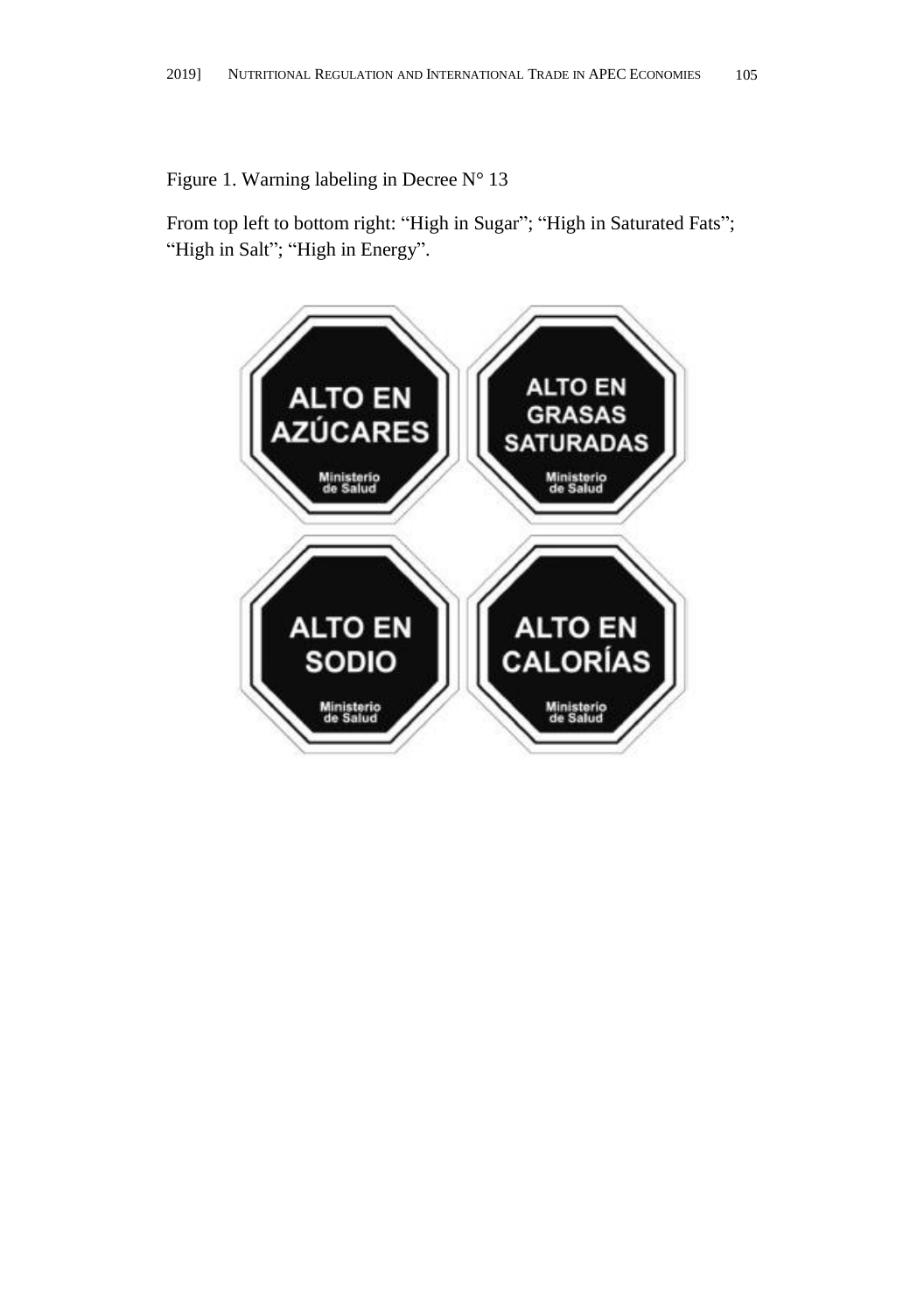Figure 1. Warning labeling in Decree N° 13

From top left to bottom right: "High in Sugar"; "High in Saturated Fats"; "High in Salt"; "High in Energy".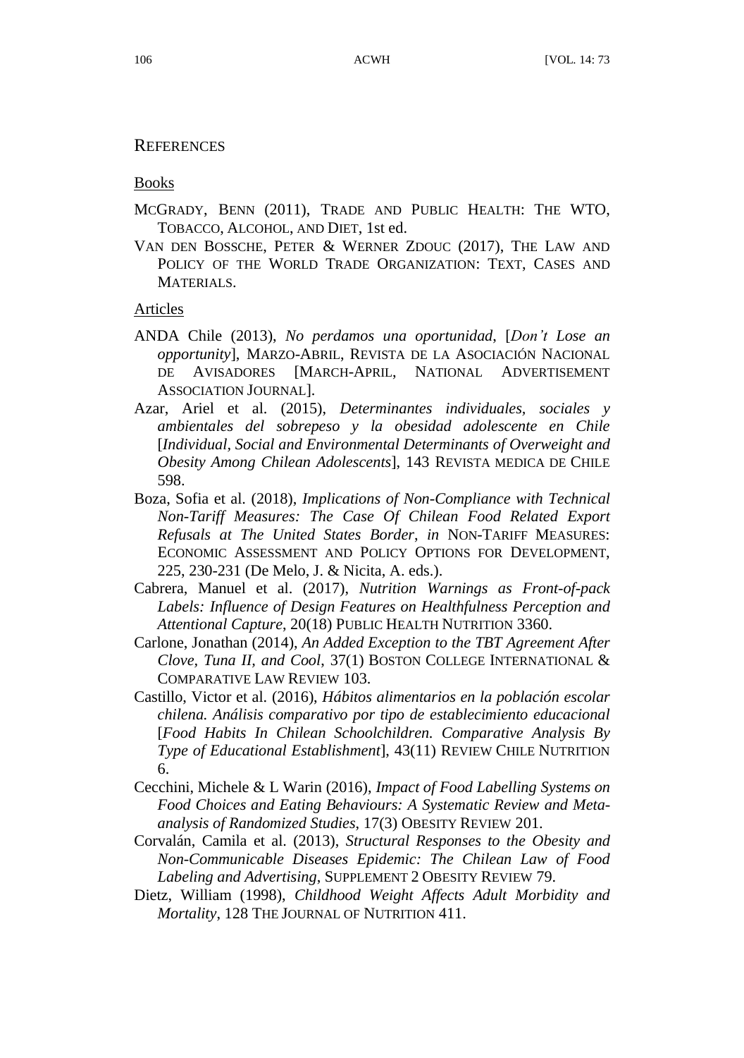## REFERENCES

### Books

MCGRADY, BENN (2011), TRADE AND PUBLIC HEALTH: THE WTO, TOBACCO, ALCOHOL, AND DIET, 1st ed.

VAN DEN BOSSCHE, PETER & WERNER ZDOUC (2017), THE LAW AND POLICY OF THE WORLD TRADE ORGANIZATION: TEXT, CASES AND MATERIALS.

### Articles

ANDA Chile (2013), *No perdamos una oportunidad*, [*Don't Lose an opportunity*], MARZO-ABRIL, REVISTA DE LA ASOCIACIÓN NACIONAL DE AVISADORES [MARCH-APRIL, NATIONAL ADVERTISEMENT ASSOCIATION JOURNAL].

Azar, Ariel et al. (2015), *Determinantes individuales, sociales y ambientales del sobrepeso y la obesidad adolescente en Chile* [*Individual, Social and Environmental Determinants of Overweight and Obesity Among Chilean Adolescents*], 143 REVISTA MEDICA DE CHILE 598.

Boza, Sofia et al. (2018), *Implications of Non-Compliance with Technical Non-Tariff Measures: The Case Of Chilean Food Related Export Refusals at The United States Border*, *in* NON-TARIFF MEASURES: ECONOMIC ASSESSMENT AND POLICY OPTIONS FOR DEVELOPMENT, 225, 230-231 (De Melo, J. & Nicita, A. eds.).

Cabrera, Manuel et al. (2017), *Nutrition Warnings as Front-of-pack Labels: Influence of Design Features on Healthfulness Perception and Attentional Capture*, 20(18) PUBLIC HEALTH NUTRITION 3360.

Carlone, Jonathan (2014), *An Added Exception to the TBT Agreement After Clove, Tuna II, and Cool*, 37(1) BOSTON COLLEGE INTERNATIONAL & COMPARATIVE LAW REVIEW 103.

Castillo, Victor et al. (2016), *Hábitos alimentarios en la población escolar chilena. Análisis comparativo por tipo de establecimiento educacional* [*Food Habits In Chilean Schoolchildren. Comparative Analysis By Type of Educational Establishment*], 43(11) REVIEW CHILE NUTRITION 6.

Cecchini, Michele & L Warin (2016), *Impact of Food Labelling Systems on Food Choices and Eating Behaviours: A Systematic Review and Meta-analysis of Randomized Studies*, 17(3) OBESITY REVIEW 201.

Corvalán, Camila et al. (2013), *Structural Responses to the Obesity and Non-Communicable Diseases Epidemic: The Chilean Law of Food Labeling and Advertising*, SUPPLEMENT 2 OBESITY REVIEW 79.

Dietz, William (1998), *Childhood Weight Affects Adult Morbidity and Mortality*, 128 THE JOURNAL OF NUTRITION 411.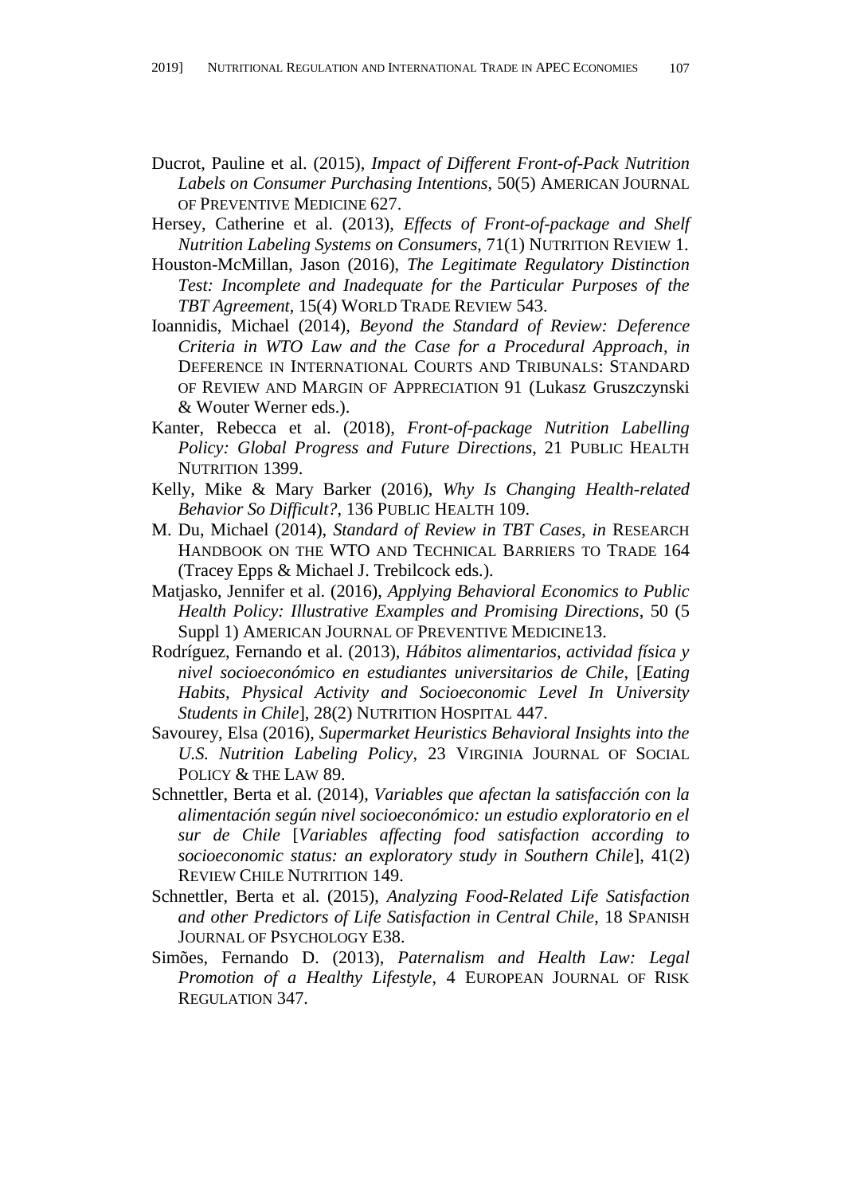Ducrot, Pauline et al. (2015), *Impact of Different Front-of-Pack Nutrition Labels on Consumer Purchasing Intentions*, 50(5) AMERICAN JOURNAL OF PREVENTIVE MEDICINE 627.

Hersey, Catherine et al. (2013), *Effects of Front-of-package and Shelf Nutrition Labeling Systems on Consumers*, 71(1) NUTRITION REVIEW 1.

Houston-McMillan, Jason (2016), *The Legitimate Regulatory Distinction Test: Incomplete and Inadequate for the Particular Purposes of the TBT Agreement*, 15(4) WORLD TRADE REVIEW 543.

Ioannidis, Michael (2014), *Beyond the Standard of Review: Deference Criteria in WTO Law and the Case for a Procedural Approach*, *in* DEFERENCE IN INTERNATIONAL COURTS AND TRIBUNALS: STANDARD OF REVIEW AND MARGIN OF APPRECIATION 91 (Lukasz Gruszczynski & Wouter Werner eds.).

Kanter, Rebecca et al. (2018), *Front-of-package Nutrition Labelling Policy: Global Progress and Future Directions*, 21 PUBLIC HEALTH NUTRITION 1399.

Kelly, Mike & Mary Barker (2016), *Why Is Changing Health-related Behavior So Difficult?*, 136 PUBLIC HEALTH 109.

M. Du, Michael (2014), *Standard of Review in TBT Cases*, *in* RESEARCH HANDBOOK ON THE WTO AND TECHNICAL BARRIERS TO TRADE 164 (Tracey Epps & Michael J. Trebilcock eds.).

Matjasko, Jennifer et al. (2016), *Applying Behavioral Economics to Public Health Policy: Illustrative Examples and Promising Directions*, 50 (5 Suppl 1) AMERICAN JOURNAL OF PREVENTIVE MEDICINE13.

Rodríguez, Fernando et al. (2013), *Hábitos alimentarios, actividad física y nivel socioeconómico en estudiantes universitarios de Chile*, [*Eating Habits, Physical Activity and Socioeconomic Level In University Students in Chile*], 28(2) NUTRITION HOSPITAL 447.

Savourey, Elsa (2016), *Supermarket Heuristics Behavioral Insights into the U.S. Nutrition Labeling Policy*, 23 VIRGINIA JOURNAL OF SOCIAL POLICY & THE LAW 89.

Schnettler, Berta et al. (2014), *Variables que afectan la satisfacción con la alimentación según nivel socioeconómico: un estudio exploratorio en el sur de Chile* [*Variables affecting food satisfaction according to socioeconomic status: an exploratory study in Southern Chile*], 41(2) REVIEW CHILE NUTRITION 149.

Schnettler, Berta et al. (2015), *Analyzing Food-Related Life Satisfaction and other Predictors of Life Satisfaction in Central Chile*, 18 SPANISH JOURNAL OF PSYCHOLOGY E38.

Simões, Fernando D. (2013), *Paternalism and Health Law: Legal Promotion of a Healthy Lifestyle*, 4 EUROPEAN JOURNAL OF RISK REGULATION 347.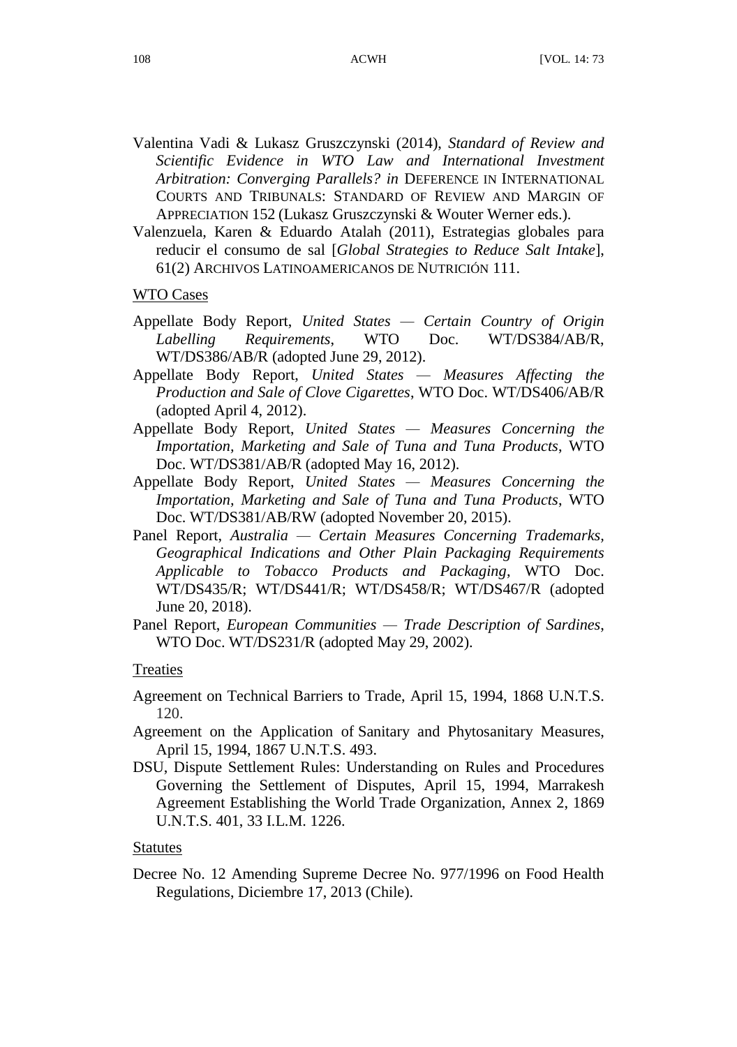Valentina Vadi & Lukasz Gruszczynski (2014), *Standard of Review and Scientific Evidence in WTO Law and International Investment Arbitration: Converging Parallels? in* DEFERENCE IN INTERNATIONAL COURTS AND TRIBUNALS: STANDARD OF REVIEW AND MARGIN OF APPRECIATION 152 (Lukasz Gruszczynski & Wouter Werner eds.).

Valenzuela, Karen & Eduardo Atalah (2011), Estrategias globales para reducir el consumo de sal [*Global Strategies to Reduce Salt Intake*], 61(2) ARCHIVOS LATINOAMERICANOS DE NUTRICIÓN 111.

WTO Cases

Appellate Body Report, *United States — Certain Country of Origin Labelling Requirements*, WTO Doc. WT/DS384/AB/R, WT/DS386/AB/R (adopted June 29, 2012).

Appellate Body Report, *United States — Measures Affecting the Production and Sale of Clove Cigarettes*, WTO Doc. WT/DS406/AB/R (adopted April 4, 2012).

Appellate Body Report, *United States — Measures Concerning the Importation, Marketing and Sale of Tuna and Tuna Products*, WTO Doc. WT/DS381/AB/R (adopted May 16, 2012).

Appellate Body Report, *United States — Measures Concerning the Importation, Marketing and Sale of Tuna and Tuna Products*, WTO Doc. WT/DS381/AB/RW (adopted November 20, 2015).

Panel Report, *Australia — Certain Measures Concerning Trademarks, Geographical Indications and Other Plain Packaging Requirements Applicable to Tobacco Products and Packaging*, WTO Doc. WT/DS435/R; WT/DS441/R; WT/DS458/R; WT/DS467/R (adopted June 20, 2018).

Panel Report, *European Communities — Trade Description of Sardines*, WTO Doc. WT/DS231/R (adopted May 29, 2002).

Treaties

Agreement on Technical Barriers to Trade, April 15, 1994, 1868 U.N.T.S. 120.

Agreement on the Application of Sanitary and Phytosanitary Measures, April 15, 1994, 1867 U.N.T.S. 493.

DSU, Dispute Settlement Rules: Understanding on Rules and Procedures Governing the Settlement of Disputes, April 15, 1994, Marrakesh Agreement Establishing the World Trade Organization, Annex 2, 1869 U.N.T.S. 401, 33 I.L.M. 1226.

Statutes

Decree No. 12 Amending Supreme Decree No. 977/1996 on Food Health Regulations, Diciembre 17, 2013 (Chile).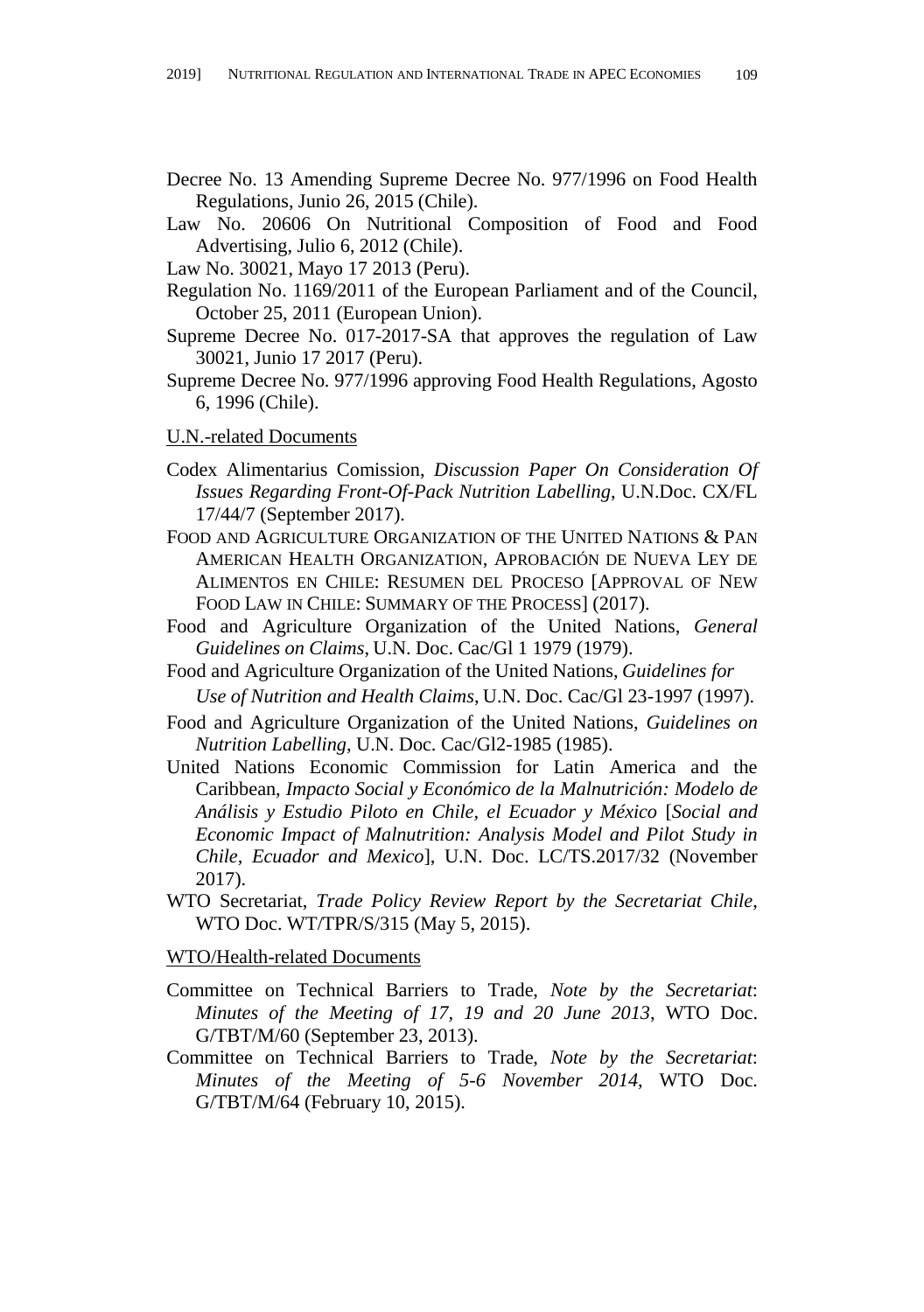Decree No. 13 Amending Supreme Decree No. 977/1996 on Food Health Regulations, Junio 26, 2015 (Chile).

Law No. 20606 On Nutritional Composition of Food and Food Advertising, Julio 6, 2012 (Chile).

Law No. 30021, Mayo 17 2013 (Peru).

Regulation No. 1169/2011 of the European Parliament and of the Council, October 25, 2011 (European Union).

Supreme Decree No. 017-2017-SA that approves the regulation of Law 30021, Junio 17 2017 (Peru).

Supreme Decree No. 977/1996 approving Food Health Regulations, Agosto 6, 1996 (Chile).

U.N.-related Documents

Codex Alimentarius Comission, *Discussion Paper On Consideration Of Issues Regarding Front-Of-Pack Nutrition Labelling*, U.N.Doc. CX/FL 17/44/7 (September 2017).

FOOD AND AGRICULTURE ORGANIZATION OF THE UNITED NATIONS & PAN AMERICAN HEALTH ORGANIZATION, APROBACIÓN DE NUEVA LEY DE ALIMENTOS EN CHILE: RESUMEN DEL PROCESO [APPROVAL OF NEW FOOD LAW IN CHILE: SUMMARY OF THE PROCESS] (2017).

Food and Agriculture Organization of the United Nations, *General Guidelines on Claims*, U.N. Doc. Cac/Gl 1 1979 (1979).

Food and Agriculture Organization of the United Nations, *Guidelines for Use of Nutrition and Health Claims*, U.N. Doc. Cac/Gl 23-1997 (1997).

Food and Agriculture Organization of the United Nations, *Guidelines on Nutrition Labelling*, U.N. Doc. Cac/Gl2-1985 (1985).

United Nations Economic Commission for Latin America and the Caribbean, *Impacto Social y Económico de la Malnutrición: Modelo de Análisis y Estudio Piloto en Chile, el Ecuador y México* [*Social and Economic Impact of Malnutrition: Analysis Model and Pilot Study in Chile, Ecuador and Mexico*], U.N. Doc. LC/TS.2017/32 (November 2017).

WTO Secretariat, *Trade Policy Review Report by the Secretariat Chile*, WTO Doc. WT/TPR/S/315 (May 5, 2015).

WTO/Health-related Documents

Committee on Technical Barriers to Trade, *Note by the Secretariat*: *Minutes of the Meeting of 17, 19 and 20 June 2013*, WTO Doc. G/TBT/M/60 (September 23, 2013).

Committee on Technical Barriers to Trade, *Note by the Secretariat*: *Minutes of the Meeting of 5-6 November 2014*, WTO Doc. G/TBT/M/64 (February 10, 2015).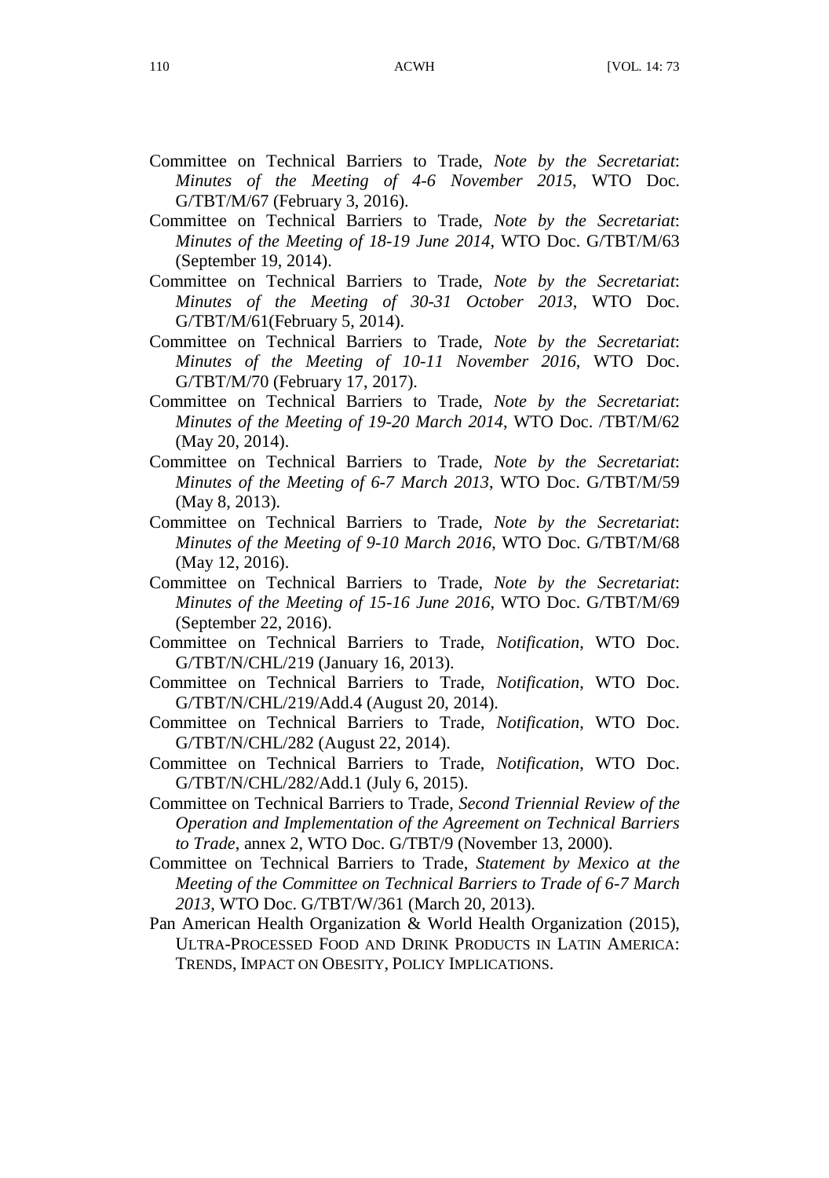Committee on Technical Barriers to Trade, *Note by the Secretariat*: *Minutes of the Meeting of 4-6 November 2015*, WTO Doc. G/TBT/M/67 (February 3, 2016).

Committee on Technical Barriers to Trade, *Note by the Secretariat*: *Minutes of the Meeting of 18-19 June 2014*, WTO Doc. G/TBT/M/63 (September 19, 2014).

Committee on Technical Barriers to Trade, *Note by the Secretariat*: *Minutes of the Meeting of 30-31 October 2013*, WTO Doc. G/TBT/M/61(February 5, 2014).

Committee on Technical Barriers to Trade, *Note by the Secretariat*: *Minutes of the Meeting of 10-11 November 2016*, WTO Doc. G/TBT/M/70 (February 17, 2017).

Committee on Technical Barriers to Trade, *Note by the Secretariat*: *Minutes of the Meeting of 19-20 March 2014*, WTO Doc. /TBT/M/62 (May 20, 2014).

Committee on Technical Barriers to Trade, *Note by the Secretariat*: *Minutes of the Meeting of 6-7 March 2013*, WTO Doc. G/TBT/M/59 (May 8, 2013).

Committee on Technical Barriers to Trade, *Note by the Secretariat*: *Minutes of the Meeting of 9-10 March 2016*, WTO Doc. G/TBT/M/68 (May 12, 2016).

Committee on Technical Barriers to Trade, *Note by the Secretariat*: *Minutes of the Meeting of 15-16 June 2016*, WTO Doc. G/TBT/M/69 (September 22, 2016).

Committee on Technical Barriers to Trade, *Notification*, WTO Doc. G/TBT/N/CHL/219 (January 16, 2013).

Committee on Technical Barriers to Trade, *Notification*, WTO Doc. G/TBT/N/CHL/219/Add.4 (August 20, 2014).

Committee on Technical Barriers to Trade, *Notification*, WTO Doc. G/TBT/N/CHL/282 (August 22, 2014).

Committee on Technical Barriers to Trade, *Notification*, WTO Doc. G/TBT/N/CHL/282/Add.1 (July 6, 2015).

Committee on Technical Barriers to Trade, *Second Triennial Review of the Operation and Implementation of the Agreement on Technical Barriers to Trade*, annex 2, WTO Doc. G/TBT/9 (November 13, 2000).

Committee on Technical Barriers to Trade, *Statement by Mexico at the Meeting of the Committee on Technical Barriers to Trade of 6-7 March 2013*, WTO Doc. G/TBT/W/361 (March 20, 2013).

Pan American Health Organization & World Health Organization (2015), ULTRA-PROCESSED FOOD AND DRINK PRODUCTS IN LATIN AMERICA: TRENDS, IMPACT ON OBESITY, POLICY IMPLICATIONS.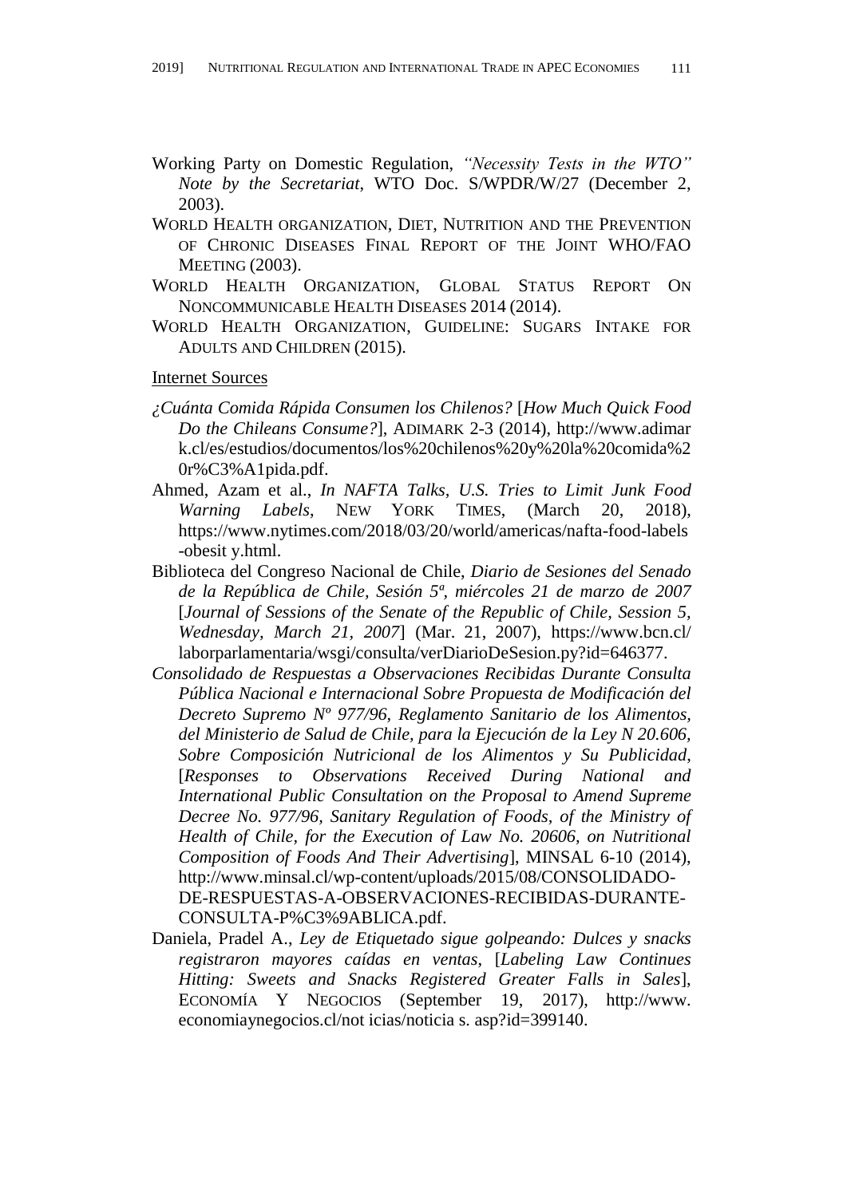Working Party on Domestic Regulation, *"Necessity Tests in the WTO" Note by the Secretariat*, WTO Doc. S/WPDR/W/27 (December 2, 2003).

WORLD HEALTH ORGANIZATION, DIET, NUTRITION AND THE PREVENTION OF CHRONIC DISEASES FINAL REPORT OF THE JOINT WHO/FAO MEETING (2003).

WORLD HEALTH ORGANIZATION, GLOBAL STATUS REPORT ON NONCOMMUNICABLE HEALTH DISEASES 2014 (2014).

WORLD HEALTH ORGANIZATION, GUIDELINE: SUGARS INTAKE FOR ADULTS AND CHILDREN (2015).

Internet Sources

*¿Cuánta Comida Rápida Consumen los Chilenos?* [*How Much Quick Food Do the Chileans Consume?*], ADIMARK 2-3 (2014), http://www.adimark.cl/es/estudios/documentos/los%20chilenos%20y%20la%20comida%20r%C3%A1pida.pdf.

Ahmed, Azam et al., *In NAFTA Talks, U.S. Tries to Limit Junk Food Warning Labels*, NEW YORK TIMES, (March 20, 2018), https://www.nytimes.com/2018/03/20/world/americas/nafta-food-labels-obesit y.html.

Biblioteca del Congreso Nacional de Chile, *Diario de Sesiones del Senado de la República de Chile, Sesión 5ª, miércoles 21 de marzo de 2007* [*Journal of Sessions of the Senate of the Republic of Chile, Session 5, Wednesday, March 21, 2007*] (Mar. 21, 2007), https://www.bcn.cl/laborparlamentaria/wsgi/consulta/verDiarioDeSesion.py?id=646377.

*Consolidado de Respuestas a Observaciones Recibidas Durante Consulta Pública Nacional e Internacional Sobre Propuesta de Modificación del Decreto Supremo Nº 977/96, Reglamento Sanitario de los Alimentos, del Ministerio de Salud de Chile, para la Ejecución de la Ley N 20.606, Sobre Composición Nutricional de los Alimentos y Su Publicidad*, [*Responses to Observations Received During National and International Public Consultation on the Proposal to Amend Supreme Decree No. 977/96, Sanitary Regulation of Foods, of the Ministry of Health of Chile, for the Execution of Law No. 20606, on Nutritional Composition of Foods And Their Advertising*], MINSAL 6-10 (2014), http://www.minsal.cl/wp-content/uploads/2015/08/CONSOLIDADO-DE-RESPUESTAS-A-OBSERVACIONES-RECIBIDAS-DURANTE-CONSULTA-P%C3%9ABLICA.pdf.

Daniela, Pradel A., *Ley de Etiquetado sigue golpeando: Dulces y snacks registraron mayores caídas en ventas*, [*Labeling Law Continues Hitting: Sweets and Snacks Registered Greater Falls in Sales*], ECONOMÍA Y NEGOCIOS (September 19, 2017), http://www.economiaynegocios.cl/not icias/noticia s. asp?id=399140.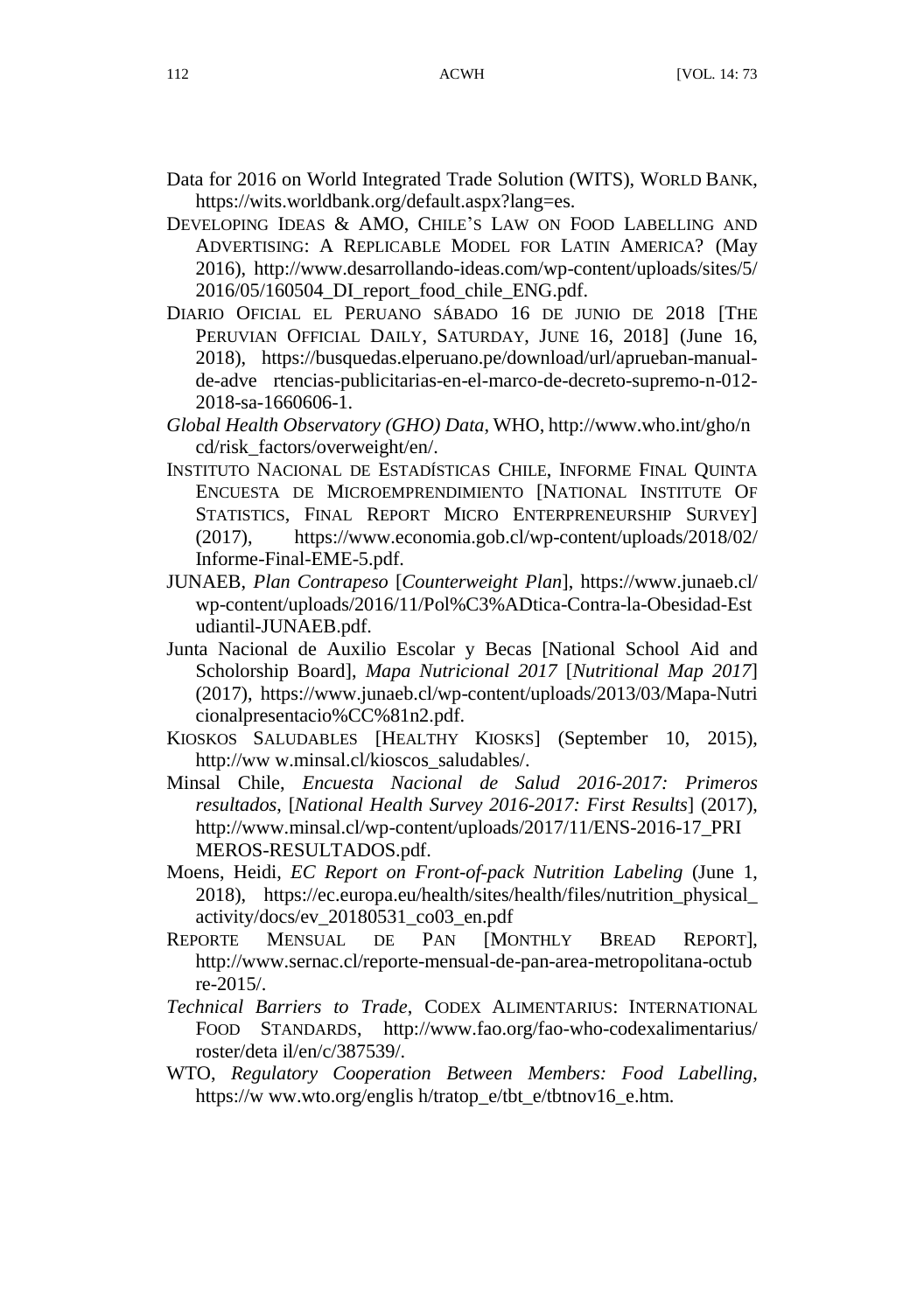Data for 2016 on World Integrated Trade Solution (WITS), WORLD BANK, https://wits.worldbank.org/default.aspx?lang=es.

DEVELOPING IDEAS & AMO, CHILE'S LAW ON FOOD LABELLING AND ADVERTISING: A REPLICABLE MODEL FOR LATIN AMERICA? (May 2016), http://www.desarrollando-ideas.com/wp-content/uploads/sites/5/2016/05/160504_DI_report_food_chile_ENG.pdf.

DIARIO OFICIAL EL PERUANO SÁBADO 16 DE JUNIO DE 2018 [THE PERUVIAN OFFICIAL DAILY, SATURDAY, JUNE 16, 2018] (June 16, 2018), https://busquedas.elperuano.pe/download/url/aprueban-manual-de-adve rtencias-publicitarias-en-el-marco-de-decreto-supremo-n-012-2018-sa-1660606-1.

*Global Health Observatory (GHO) Data*, WHO, http://www.who.int/gho/ncd/risk_factors/overweight/en/.

INSTITUTO NACIONAL DE ESTADÍSTICAS CHILE, INFORME FINAL QUINTA ENCUESTA DE MICROEMPRENDIMIENTO [NATIONAL INSTITUTE OF STATISTICS, FINAL REPORT MICRO ENTERPRENEURSHIP SURVEY] (2017), https://www.economia.gob.cl/wp-content/uploads/2018/02/Informe-Final-EME-5.pdf.

JUNAEB, *Plan Contrapeso* [*Counterweight Plan*], https://www.junaeb.cl/wp-content/uploads/2016/11/Pol%C3%ADtica-Contra-la-Obesidad-Estudiantil-JUNAEB.pdf.

Junta Nacional de Auxilio Escolar y Becas [National School Aid and Scholorship Board], *Mapa Nutricional 2017* [*Nutritional Map 2017*] (2017), https://www.junaeb.cl/wp-content/uploads/2013/03/Mapa-Nutricionalpresentacio%CC%81n2.pdf.

KIOSKOS SALUDABLES [HEALTHY KIOSKS] (September 10, 2015), http://ww w.minsal.cl/kioscos_saludables/.

Minsal Chile, *Encuesta Nacional de Salud 2016-2017: Primeros resultados*, [*National Health Survey 2016-2017: First Results*] (2017), http://www.minsal.cl/wp-content/uploads/2017/11/ENS-2016-17_PRIMEROS-RESULTADOS.pdf.

Moens, Heidi, *EC Report on Front-of-pack Nutrition Labeling* (June 1, 2018), https://ec.europa.eu/health/sites/health/files/nutrition_physical_activity/docs/ev_20180531_co03_en.pdf

REPORTE MENSUAL DE PAN [MONTHLY BREAD REPORT], http://www.sernac.cl/reporte-mensual-de-pan-area-metropolitana-octubre-2015/.

*Technical Barriers to Trade*, CODEX ALIMENTARIUS: INTERNATIONAL FOOD STANDARDS, http://www.fao.org/fao-who-codexalimentarius/roster/deta il/en/c/387539/.

WTO, *Regulatory Cooperation Between Members: Food Labelling*, https://w ww.wto.org/englis h/tratop_e/tbt_e/tbtnov16_e.htm.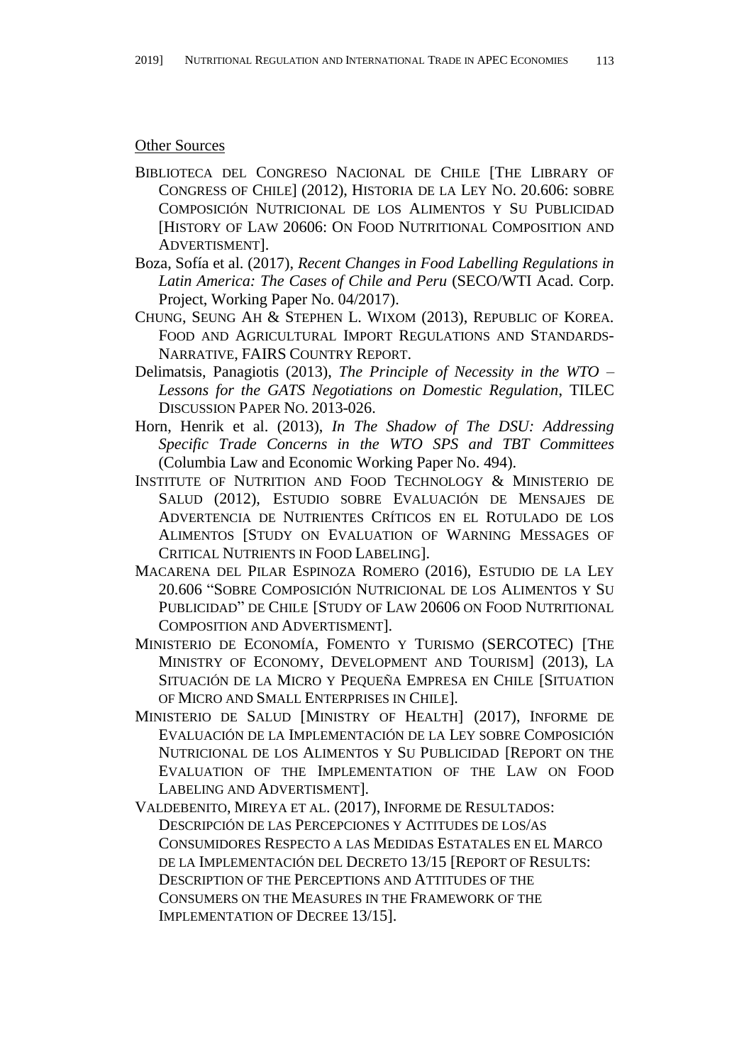Other Sources

BIBLIOTECA DEL CONGRESO NACIONAL DE CHILE [THE LIBRARY OF CONGRESS OF CHILE] (2012), HISTORIA DE LA LEY NO. 20.606: SOBRE COMPOSICIÓN NUTRICIONAL DE LOS ALIMENTOS Y SU PUBLICIDAD [HISTORY OF LAW 20606: ON FOOD NUTRITIONAL COMPOSITION AND ADVERTISMENT].

Boza, Sofía et al. (2017), *Recent Changes in Food Labelling Regulations in Latin America: The Cases of Chile and Peru* (SECO/WTI Acad. Corp. Project, Working Paper No. 04/2017).

CHUNG, SEUNG AH & STEPHEN L. WIXOM (2013), REPUBLIC OF KOREA. FOOD AND AGRICULTURAL IMPORT REGULATIONS AND STANDARDS-NARRATIVE, FAIRS COUNTRY REPORT.

Delimatsis, Panagiotis (2013), *The Principle of Necessity in the WTO – Lessons for the GATS Negotiations on Domestic Regulation*, TILEC DISCUSSION PAPER NO. 2013-026.

Horn, Henrik et al. (2013), *In The Shadow of The DSU: Addressing Specific Trade Concerns in the WTO SPS and TBT Committees* (Columbia Law and Economic Working Paper No. 494).

INSTITUTE OF NUTRITION AND FOOD TECHNOLOGY & MINISTERIO DE SALUD (2012), ESTUDIO SOBRE EVALUACIÓN DE MENSAJES DE ADVERTENCIA DE NUTRIENTES CRÍTICOS EN EL ROTULADO DE LOS ALIMENTOS [STUDY ON EVALUATION OF WARNING MESSAGES OF CRITICAL NUTRIENTS IN FOOD LABELING].

MACARENA DEL PILAR ESPINOZA ROMERO (2016), ESTUDIO DE LA LEY 20.606 "SOBRE COMPOSICIÓN NUTRICIONAL DE LOS ALIMENTOS Y SU PUBLICIDAD" DE CHILE [STUDY OF LAW 20606 ON FOOD NUTRITIONAL COMPOSITION AND ADVERTISMENT].

MINISTERIO DE ECONOMÍA, FOMENTO Y TURISMO (SERCOTEC) [THE MINISTRY OF ECONOMY, DEVELOPMENT AND TOURISM] (2013), LA SITUACIÓN DE LA MICRO Y PEQUEÑA EMPRESA EN CHILE [SITUATION OF MICRO AND SMALL ENTERPRISES IN CHILE].

MINISTERIO DE SALUD [MINISTRY OF HEALTH] (2017), INFORME DE EVALUACIÓN DE LA IMPLEMENTACIÓN DE LA LEY SOBRE COMPOSICIÓN NUTRICIONAL DE LOS ALIMENTOS Y SU PUBLICIDAD [REPORT ON THE EVALUATION OF THE IMPLEMENTATION OF THE LAW ON FOOD LABELING AND ADVERTISMENT].

VALDEBENITO, MIREYA ET AL. (2017), INFORME DE RESULTADOS: DESCRIPCIÓN DE LAS PERCEPCIONES Y ACTITUDES DE LOS/AS CONSUMIDORES RESPECTO A LAS MEDIDAS ESTATALES EN EL MARCO DE LA IMPLEMENTACIÓN DEL DECRETO 13/15 [REPORT OF RESULTS: DESCRIPTION OF THE PERCEPTIONS AND ATTITUDES OF THE CONSUMERS ON THE MEASURES IN THE FRAMEWORK OF THE IMPLEMENTATION OF DECREE 13/15].